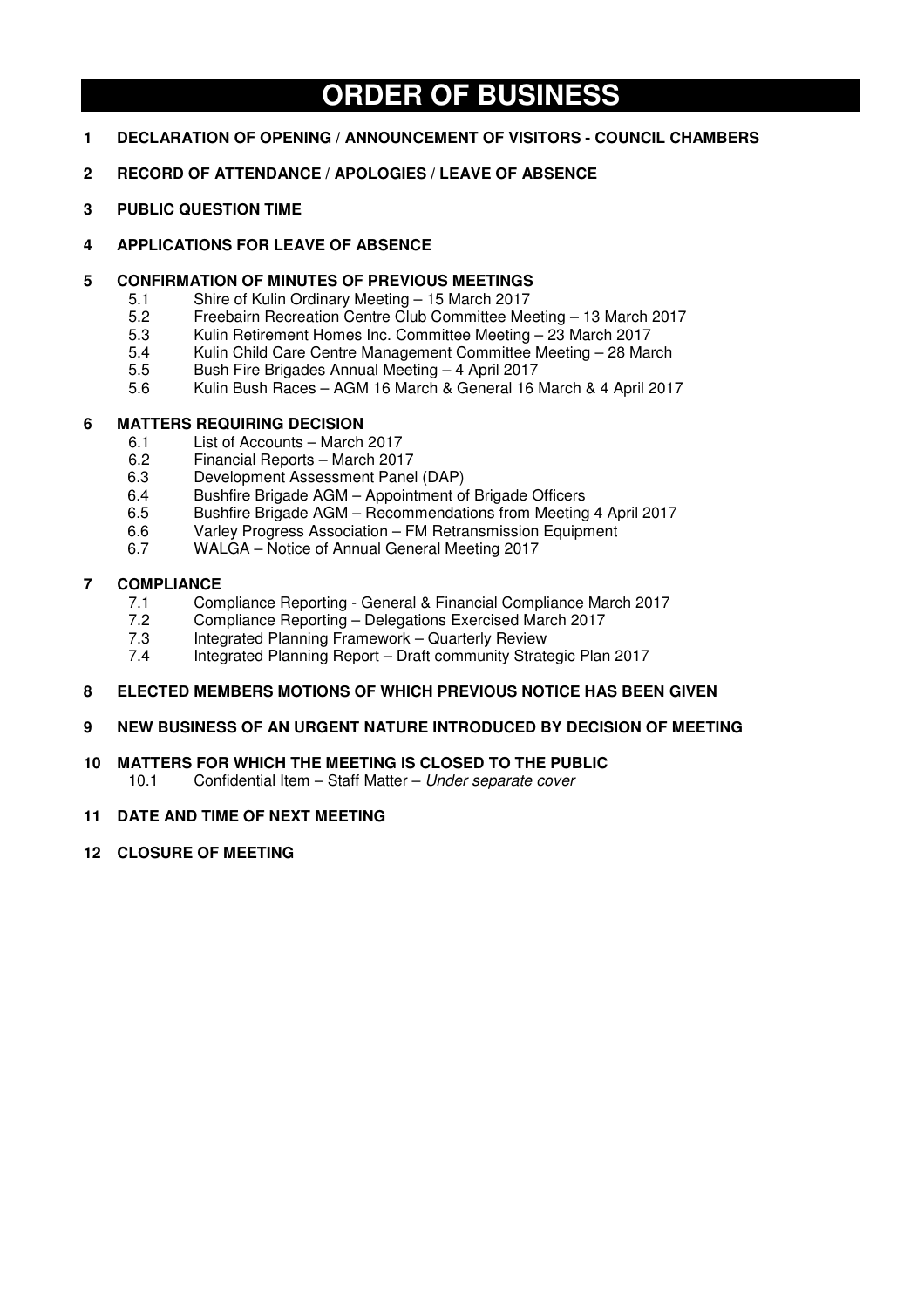# ORDER OF BUSINESS

**1 DECLARATION OF OPENING / ANNOUNCEMENT OF VISITORS - COUNCIL CHAMBERS**

**2 RECORD OF ATTENDANCE / APOLOGIES / LEAVE OF ABSENCE**

**3 PUBLIC QUESTION TIME**

**4 APPLICATIONS FOR LEAVE OF ABSENCE**

**5 CONFIRMATION OF MINUTES OF PREVIOUS MEETINGS**

- 5.1 Shire of Kulin Ordinary Meeting – 15 March 2017
- 5.2 Freebairn Recreation Centre Club Committee Meeting – 13 March 2017
- 5.3 Kulin Retirement Homes Inc. Committee Meeting – 23 March 2017
- 5.4 Kulin Child Care Centre Management Committee Meeting – 28 March
- 5.5 Bush Fire Brigades Annual Meeting – 4 April 2017
- 5.6 Kulin Bush Races – AGM 16 March & General 16 March & 4 April 2017

**6 MATTERS REQUIRING DECISION**

- 6.1 List of Accounts – March 2017
- 6.2 Financial Reports – March 2017
- 6.3 Development Assessment Panel (DAP)
- 6.4 Bushfire Brigade AGM – Appointment of Brigade Officers
- 6.5 Bushfire Brigade AGM – Recommendations from Meeting 4 April 2017
- 6.6 Varley Progress Association – FM Retransmission Equipment
- 6.7 WALGA – Notice of Annual General Meeting 2017

**7 COMPLIANCE**

- 7.1 Compliance Reporting - General & Financial Compliance March 2017
- 7.2 Compliance Reporting – Delegations Exercised March 2017
- 7.3 Integrated Planning Framework – Quarterly Review
- 7.4 Integrated Planning Report – Draft community Strategic Plan 2017

**8 ELECTED MEMBERS MOTIONS OF WHICH PREVIOUS NOTICE HAS BEEN GIVEN**

**9 NEW BUSINESS OF AN URGENT NATURE INTRODUCED BY DECISION OF MEETING**

**10 MATTERS FOR WHICH THE MEETING IS CLOSED TO THE PUBLIC**

- 10.1 Confidential Item – Staff Matter – *Under separate cover*

**11 DATE AND TIME OF NEXT MEETING**

**12 CLOSURE OF MEETING**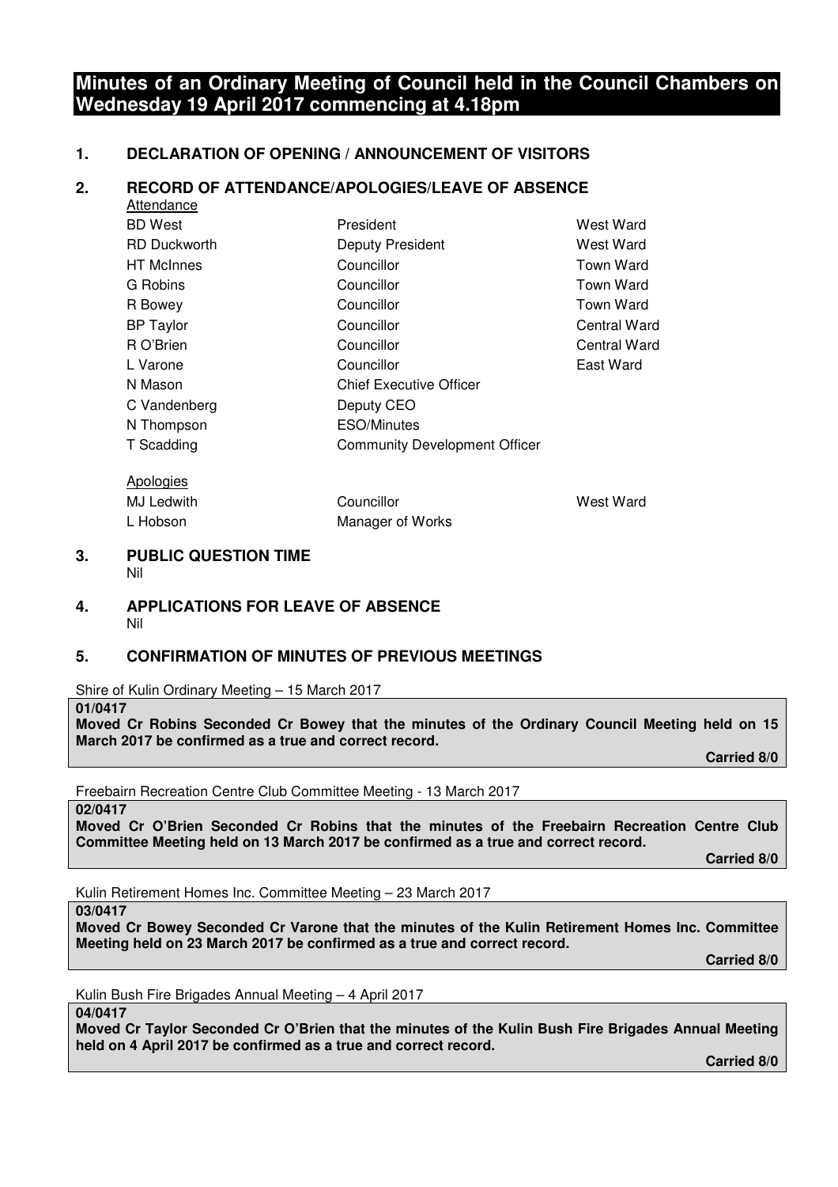# Minutes of an Ordinary Meeting of Council held in the Council Chambers on Wednesday 19 April 2017 commencing at 4.18pm

## 1. DECLARATION OF OPENING / ANNOUNCEMENT OF VISITORS

## 2. RECORD OF ATTENDANCE/APOLOGIES/LEAVE OF ABSENCE

Attendance

| | | |
|---|---|---|
| BD West | President | West Ward |
| RD Duckworth | Deputy President | West Ward |
| HT McInnes | Councillor | Town Ward |
| G Robins | Councillor | Town Ward |
| R Bowey | Councillor | Town Ward |
| BP Taylor | Councillor | Central Ward |
| R O'Brien | Councillor | Central Ward |
| L Varone | Councillor | East Ward |
| N Mason | Chief Executive Officer | |
| C Vandenberg | Deputy CEO | |
| N Thompson | ESO/Minutes | |
| T Scadding | Community Development Officer | |

Apologies

| | | |
|---|---|---|
| MJ Ledwith | Councillor | West Ward |
| L Hobson | Manager of Works | |

## 3. PUBLIC QUESTION TIME

Nil

## 4. APPLICATIONS FOR LEAVE OF ABSENCE

Nil

## 5. CONFIRMATION OF MINUTES OF PREVIOUS MEETINGS

Shire of Kulin Ordinary Meeting – 15 March 2017

**01/0417**
**Moved Cr Robins Seconded Cr Bowey that the minutes of the Ordinary Council Meeting held on 15 March 2017 be confirmed as a true and correct record.**

**Carried 8/0**

Freebairn Recreation Centre Club Committee Meeting - 13 March 2017

**02/0417**
**Moved Cr O'Brien Seconded Cr Robins that the minutes of the Freebairn Recreation Centre Club Committee Meeting held on 13 March 2017 be confirmed as a true and correct record.**

**Carried 8/0**

Kulin Retirement Homes Inc. Committee Meeting – 23 March 2017

**03/0417**
**Moved Cr Bowey Seconded Cr Varone that the minutes of the Kulin Retirement Homes Inc. Committee Meeting held on 23 March 2017 be confirmed as a true and correct record.**

**Carried 8/0**

Kulin Bush Fire Brigades Annual Meeting – 4 April 2017

**04/0417**
**Moved Cr Taylor Seconded Cr O'Brien that the minutes of the Kulin Bush Fire Brigades Annual Meeting held on 4 April 2017 be confirmed as a true and correct record.**

**Carried 8/0**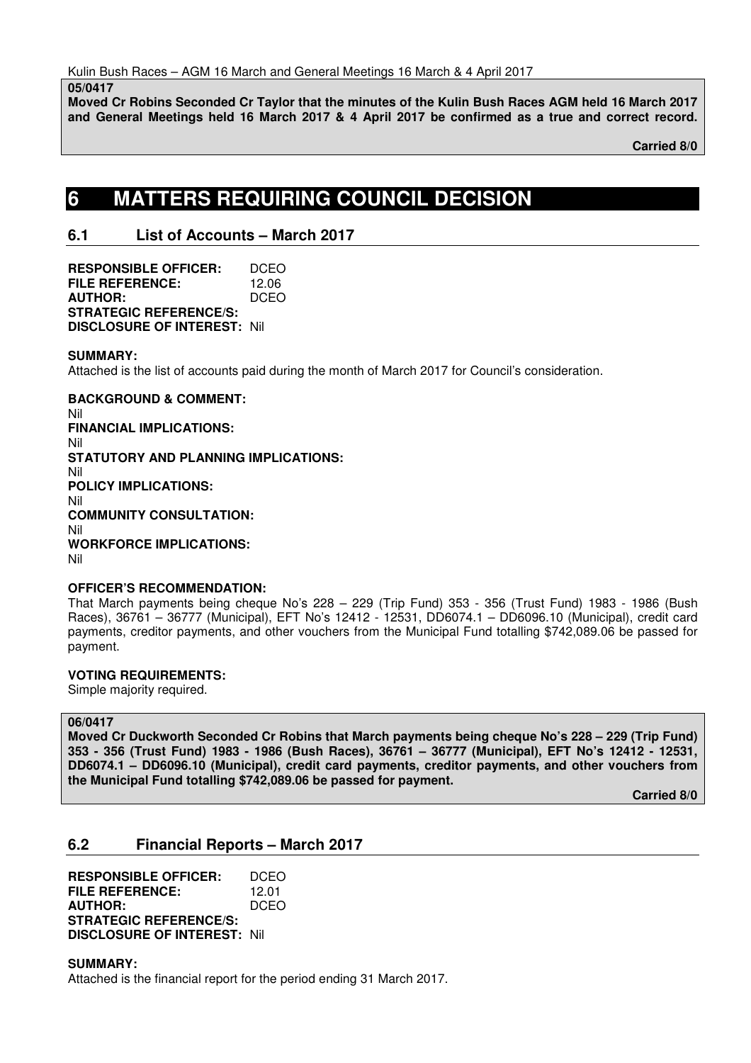Kulin Bush Races – AGM 16 March and General Meetings 16 March & 4 April 2017

**05/0417**
**Moved Cr Robins Seconded Cr Taylor that the minutes of the Kulin Bush Races AGM held 16 March 2017 and General Meetings held 16 March 2017 & 4 April 2017 be confirmed as a true and correct record.**

**Carried 8/0**

# 6 MATTERS REQUIRING COUNCIL DECISION

## 6.1 List of Accounts – March 2017

**RESPONSIBLE OFFICER:** DCEO
**FILE REFERENCE:** 12.06
**AUTHOR:** DCEO
**STRATEGIC REFERENCE/S:**
**DISCLOSURE OF INTEREST:** Nil

**SUMMARY:**
Attached is the list of accounts paid during the month of March 2017 for Council's consideration.

**BACKGROUND & COMMENT:**
Nil
**FINANCIAL IMPLICATIONS:**
Nil
**STATUTORY AND PLANNING IMPLICATIONS:**
Nil
**POLICY IMPLICATIONS:**
Nil
**COMMUNITY CONSULTATION:**
Nil
**WORKFORCE IMPLICATIONS:**
Nil

**OFFICER'S RECOMMENDATION:**
That March payments being cheque No's 228 – 229 (Trip Fund) 353 - 356 (Trust Fund) 1983 - 1986 (Bush Races), 36761 – 36777 (Municipal), EFT No's 12412 - 12531, DD6074.1 – DD6096.10 (Municipal), credit card payments, creditor payments, and other vouchers from the Municipal Fund totalling $742,089.06 be passed for payment.

**VOTING REQUIREMENTS:**
Simple majority required.

**06/0417**
**Moved Cr Duckworth Seconded Cr Robins that March payments being cheque No's 228 – 229 (Trip Fund) 353 - 356 (Trust Fund) 1983 - 1986 (Bush Races), 36761 – 36777 (Municipal), EFT No's 12412 - 12531, DD6074.1 – DD6096.10 (Municipal), credit card payments, creditor payments, and other vouchers from the Municipal Fund totalling $742,089.06 be passed for payment.**

**Carried 8/0**

## 6.2 Financial Reports – March 2017

**RESPONSIBLE OFFICER:** DCEO
**FILE REFERENCE:** 12.01
**AUTHOR:** DCEO
**STRATEGIC REFERENCE/S:**
**DISCLOSURE OF INTEREST:** Nil

**SUMMARY:**
Attached is the financial report for the period ending 31 March 2017.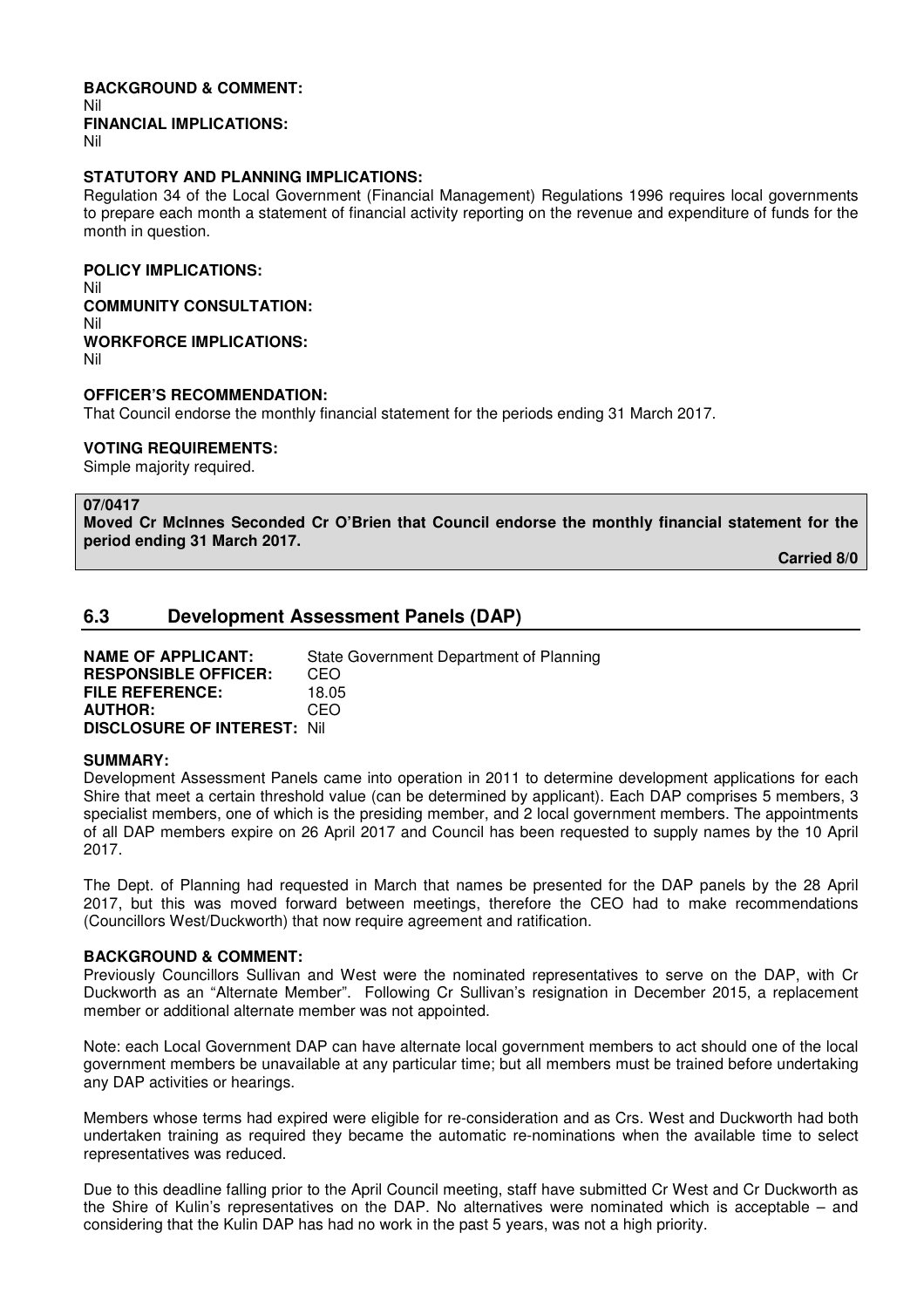**BACKGROUND & COMMENT:**
Nil
**FINANCIAL IMPLICATIONS:**
Nil

**STATUTORY AND PLANNING IMPLICATIONS:**
Regulation 34 of the Local Government (Financial Management) Regulations 1996 requires local governments to prepare each month a statement of financial activity reporting on the revenue and expenditure of funds for the month in question.

**POLICY IMPLICATIONS:**
Nil
**COMMUNITY CONSULTATION:**
Nil
**WORKFORCE IMPLICATIONS:**
Nil

**OFFICER'S RECOMMENDATION:**
That Council endorse the monthly financial statement for the periods ending 31 March 2017.

**VOTING REQUIREMENTS:**
Simple majority required.

**07/0417**
**Moved Cr McInnes Seconded Cr O'Brien that Council endorse the monthly financial statement for the period ending 31 March 2017.**

**Carried 8/0**

## 6.3 Development Assessment Panels (DAP)

**NAME OF APPLICANT:** State Government Department of Planning
**RESPONSIBLE OFFICER:** CEO
**FILE REFERENCE:** 18.05
**AUTHOR:** CEO
**DISCLOSURE OF INTEREST:** Nil

**SUMMARY:**
Development Assessment Panels came into operation in 2011 to determine development applications for each Shire that meet a certain threshold value (can be determined by applicant). Each DAP comprises 5 members, 3 specialist members, one of which is the presiding member, and 2 local government members. The appointments of all DAP members expire on 26 April 2017 and Council has been requested to supply names by the 10 April 2017.

The Dept. of Planning had requested in March that names be presented for the DAP panels by the 28 April 2017, but this was moved forward between meetings, therefore the CEO had to make recommendations (Councillors West/Duckworth) that now require agreement and ratification.

**BACKGROUND & COMMENT:**
Previously Councillors Sullivan and West were the nominated representatives to serve on the DAP, with Cr Duckworth as an "Alternate Member". Following Cr Sullivan's resignation in December 2015, a replacement member or additional alternate member was not appointed.

Note: each Local Government DAP can have alternate local government members to act should one of the local government members be unavailable at any particular time; but all members must be trained before undertaking any DAP activities or hearings.

Members whose terms had expired were eligible for re-consideration and as Crs. West and Duckworth had both undertaken training as required they became the automatic re-nominations when the available time to select representatives was reduced.

Due to this deadline falling prior to the April Council meeting, staff have submitted Cr West and Cr Duckworth as the Shire of Kulin's representatives on the DAP. No alternatives were nominated which is acceptable – and considering that the Kulin DAP has had no work in the past 5 years, was not a high priority.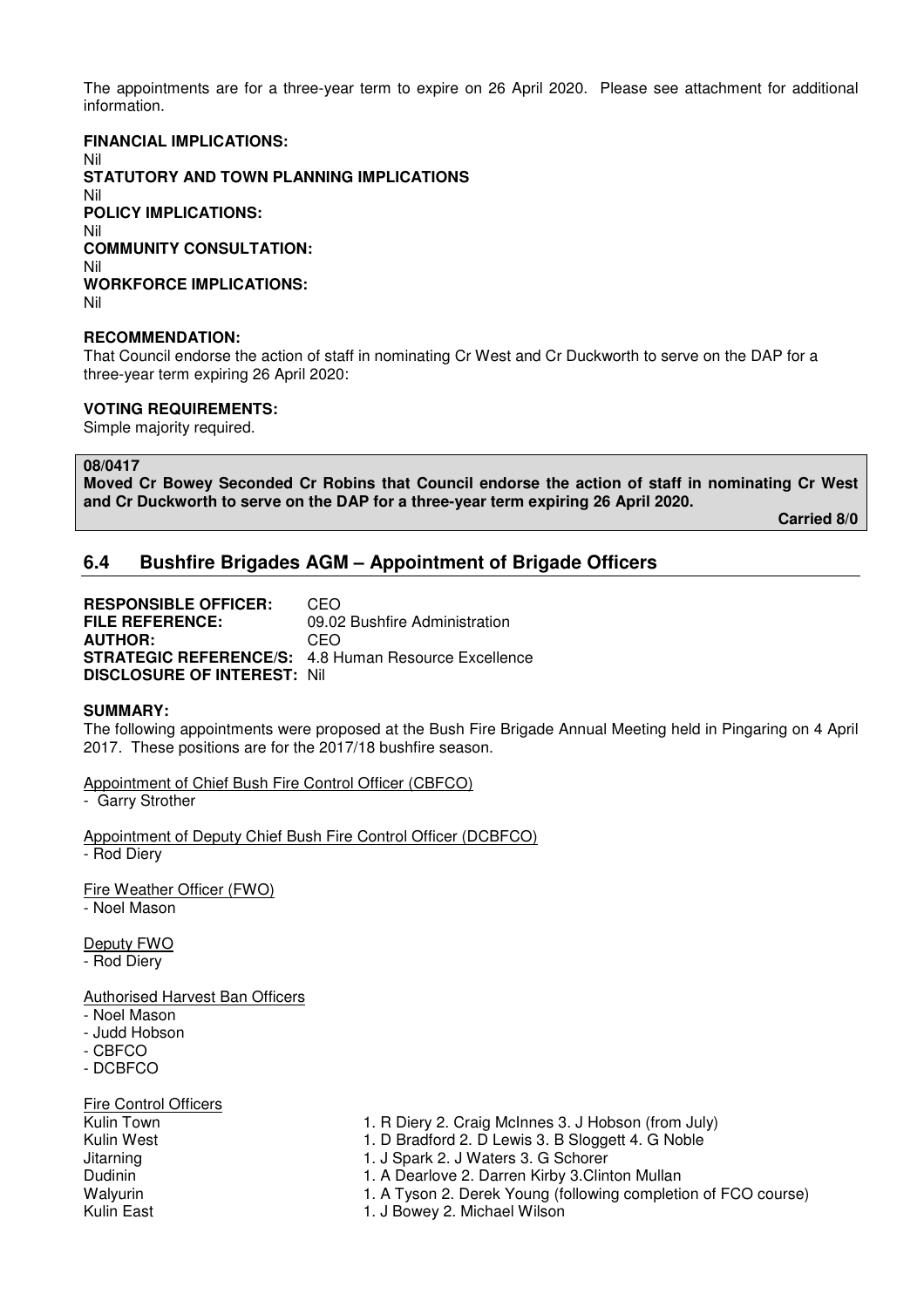The appointments are for a three-year term to expire on 26 April 2020. Please see attachment for additional information.

**FINANCIAL IMPLICATIONS:**
Nil
**STATUTORY AND TOWN PLANNING IMPLICATIONS**
Nil
**POLICY IMPLICATIONS:**
Nil
**COMMUNITY CONSULTATION:**
Nil
**WORKFORCE IMPLICATIONS:**
Nil

**RECOMMENDATION:**
That Council endorse the action of staff in nominating Cr West and Cr Duckworth to serve on the DAP for a three-year term expiring 26 April 2020:

**VOTING REQUIREMENTS:**
Simple majority required.

**08/0417**
**Moved Cr Bowey Seconded Cr Robins that Council endorse the action of staff in nominating Cr West and Cr Duckworth to serve on the DAP for a three-year term expiring 26 April 2020.**

**Carried 8/0**

## 6.4 Bushfire Brigades AGM – Appointment of Brigade Officers

**RESPONSIBLE OFFICER:** CEO
**FILE REFERENCE:** 09.02 Bushfire Administration
**AUTHOR:** CEO
**STRATEGIC REFERENCE/S:** 4.8 Human Resource Excellence
**DISCLOSURE OF INTEREST:** Nil

**SUMMARY:**
The following appointments were proposed at the Bush Fire Brigade Annual Meeting held in Pingaring on 4 April 2017. These positions are for the 2017/18 bushfire season.

Appointment of Chief Bush Fire Control Officer (CBFCO)
- Garry Strother

Appointment of Deputy Chief Bush Fire Control Officer (DCBFCO)
- Rod Diery

Fire Weather Officer (FWO)
- Noel Mason

Deputy FWO
- Rod Diery

Authorised Harvest Ban Officers
- Noel Mason
- Judd Hobson
- CBFCO
- DCBFCO

Fire Control Officers

| | |
|---|---|
| Kulin Town | 1. R Diery 2. Craig McInnes 3. J Hobson (from July) |
| Kulin West | 1. D Bradford 2. D Lewis 3. B Sloggett 4. G Noble |
| Jitarning | 1. J Spark 2. J Waters 3. G Schorer |
| Dudinin | 1. A Dearlove 2. Darren Kirby 3.Clinton Mullan |
| Walyurin | 1. A Tyson 2. Derek Young (following completion of FCO course) |
| Kulin East | 1. J Bowey 2. Michael Wilson |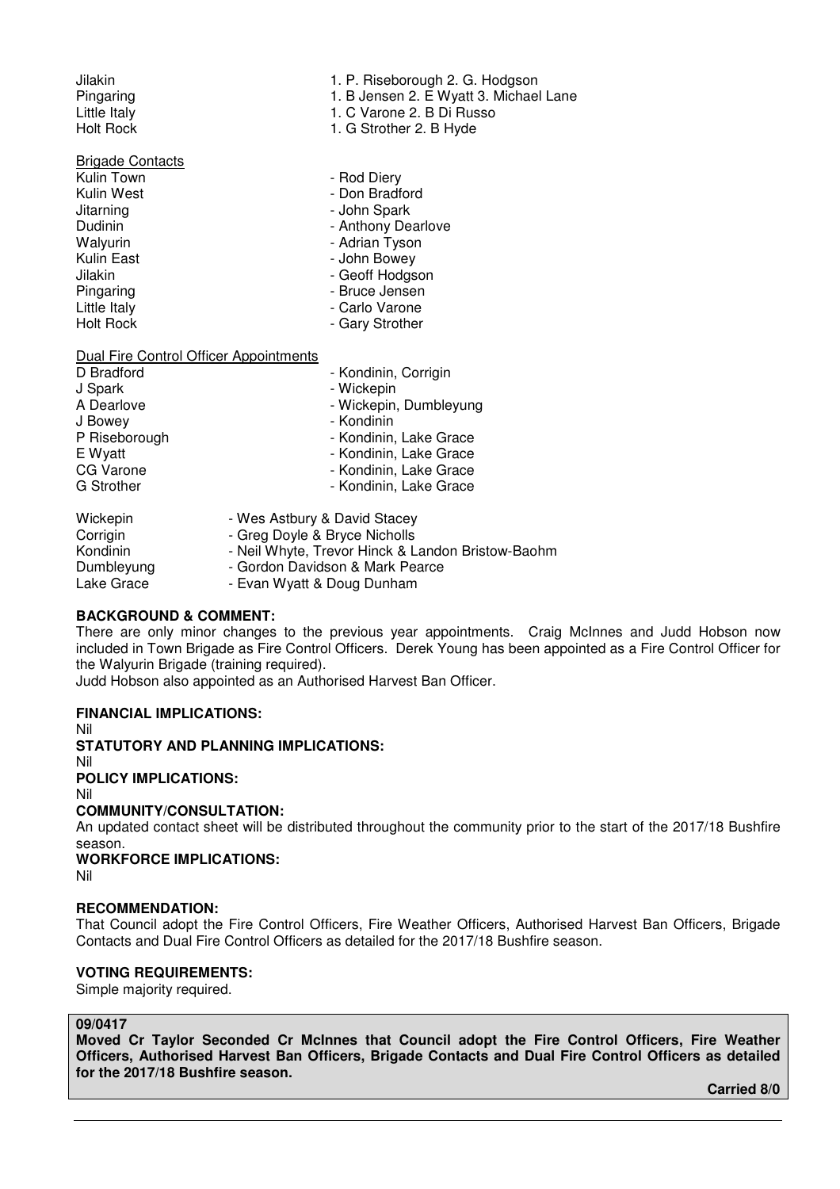| | |
|---|---|
| Jilakin | 1. P. Riseborough 2. G. Hodgson |
| Pingaring | 1. B Jensen 2. E Wyatt 3. Michael Lane |
| Little Italy | 1. C Varone 2. B Di Russo |
| Holt Rock | 1. G Strother 2. B Hyde |

<u>Brigade Contacts</u>

| | |
|---|---|
| Kulin Town | - Rod Diery |
| Kulin West | - Don Bradford |
| Jitarning | - John Spark |
| Dudinin | - Anthony Dearlove |
| Walyurin | - Adrian Tyson |
| Kulin East | - John Bowey |
| Jilakin | - Geoff Hodgson |
| Pingaring | - Bruce Jensen |
| Little Italy | - Carlo Varone |
| Holt Rock | - Gary Strother |

<u>Dual Fire Control Officer Appointments</u>

| | |
|---|---|
| D Bradford | - Kondinin, Corrigin |
| J Spark | - Wickepin |
| A Dearlove | - Wickepin, Dumbleyung |
| J Bowey | - Kondinin |
| P Riseborough | - Kondinin, Lake Grace |
| E Wyatt | - Kondinin, Lake Grace |
| CG Varone | - Kondinin, Lake Grace |
| G Strother | - Kondinin, Lake Grace |

| | |
|---|---|
| Wickepin | - Wes Astbury & David Stacey |
| Corrigin | - Greg Doyle & Bryce Nicholls |
| Kondinin | - Neil Whyte, Trevor Hinck & Landon Bristow-Baohm |
| Dumbleyung | - Gordon Davidson & Mark Pearce |
| Lake Grace | - Evan Wyatt & Doug Dunham |

**BACKGROUND & COMMENT:**

There are only minor changes to the previous year appointments. Craig McInnes and Judd Hobson now included in Town Brigade as Fire Control Officers. Derek Young has been appointed as a Fire Control Officer for the Walyurin Brigade (training required).

Judd Hobson also appointed as an Authorised Harvest Ban Officer.

**FINANCIAL IMPLICATIONS:**

Nil

**STATUTORY AND PLANNING IMPLICATIONS:**

Nil

**POLICY IMPLICATIONS:**

Nil

**COMMUNITY/CONSULTATION:**

An updated contact sheet will be distributed throughout the community prior to the start of the 2017/18 Bushfire season.

**WORKFORCE IMPLICATIONS:**

Nil

**RECOMMENDATION:**

That Council adopt the Fire Control Officers, Fire Weather Officers, Authorised Harvest Ban Officers, Brigade Contacts and Dual Fire Control Officers as detailed for the 2017/18 Bushfire season.

**VOTING REQUIREMENTS:**

Simple majority required.

**09/0417**

**Moved Cr Taylor Seconded Cr McInnes that Council adopt the Fire Control Officers, Fire Weather Officers, Authorised Harvest Ban Officers, Brigade Contacts and Dual Fire Control Officers as detailed for the 2017/18 Bushfire season.**

**Carried 8/0**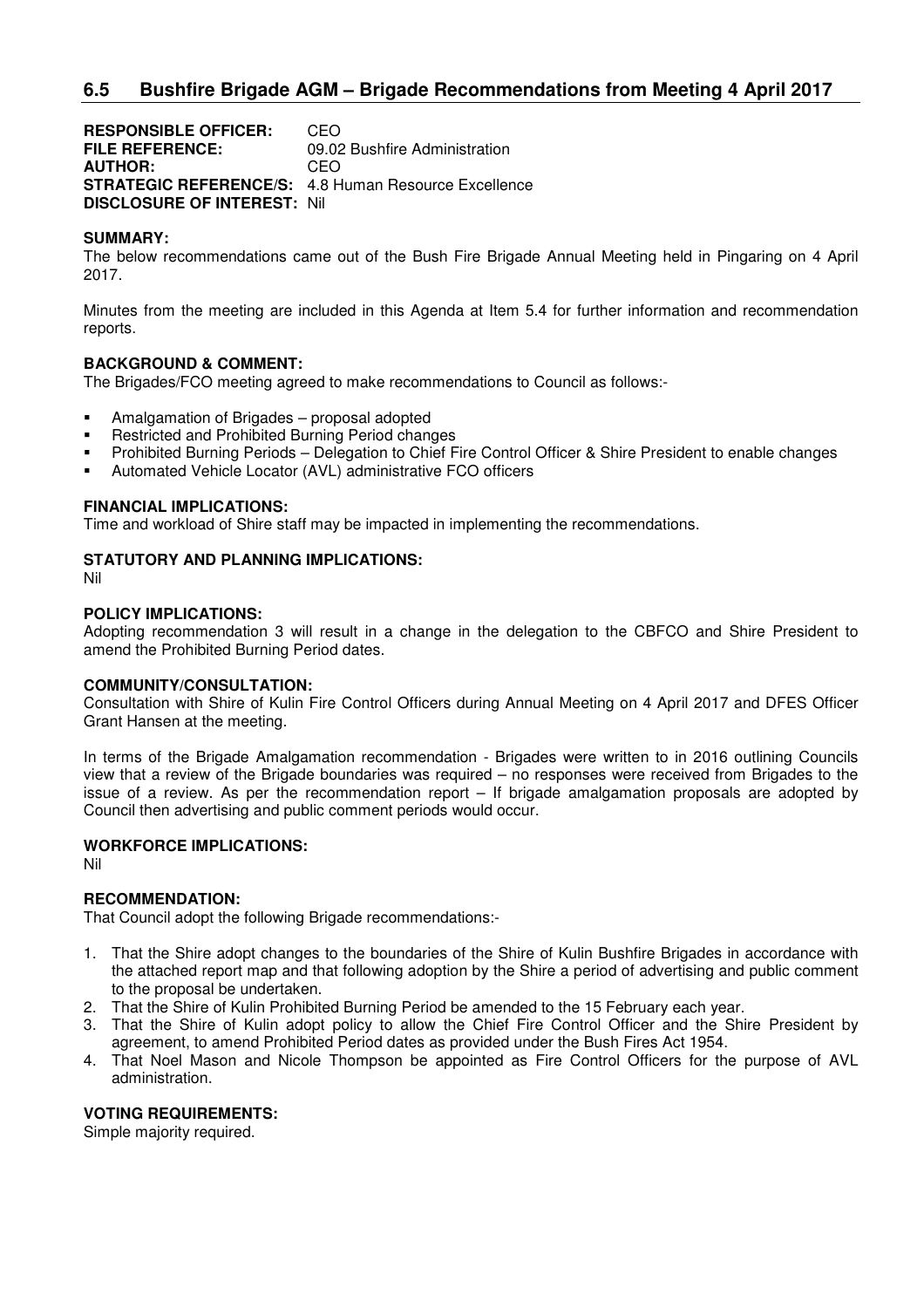## 6.5 Bushfire Brigade AGM – Brigade Recommendations from Meeting 4 April 2017

**RESPONSIBLE OFFICER:** CEO
**FILE REFERENCE:** 09.02 Bushfire Administration
**AUTHOR:** CEO
**STRATEGIC REFERENCE/S:** 4.8 Human Resource Excellence
**DISCLOSURE OF INTEREST:** Nil

**SUMMARY:**
The below recommendations came out of the Bush Fire Brigade Annual Meeting held in Pingaring on 4 April 2017.

Minutes from the meeting are included in this Agenda at Item 5.4 for further information and recommendation reports.

**BACKGROUND & COMMENT:**
The Brigades/FCO meeting agreed to make recommendations to Council as follows:-

- Amalgamation of Brigades – proposal adopted
- Restricted and Prohibited Burning Period changes
- Prohibited Burning Periods – Delegation to Chief Fire Control Officer & Shire President to enable changes
- Automated Vehicle Locator (AVL) administrative FCO officers

**FINANCIAL IMPLICATIONS:**
Time and workload of Shire staff may be impacted in implementing the recommendations.

**STATUTORY AND PLANNING IMPLICATIONS:**
Nil

**POLICY IMPLICATIONS:**
Adopting recommendation 3 will result in a change in the delegation to the CBFCO and Shire President to amend the Prohibited Burning Period dates.

**COMMUNITY/CONSULTATION:**
Consultation with Shire of Kulin Fire Control Officers during Annual Meeting on 4 April 2017 and DFES Officer Grant Hansen at the meeting.

In terms of the Brigade Amalgamation recommendation - Brigades were written to in 2016 outlining Councils view that a review of the Brigade boundaries was required – no responses were received from Brigades to the issue of a review. As per the recommendation report – If brigade amalgamation proposals are adopted by Council then advertising and public comment periods would occur.

**WORKFORCE IMPLICATIONS:**
Nil

**RECOMMENDATION:**
That Council adopt the following Brigade recommendations:-

1. That the Shire adopt changes to the boundaries of the Shire of Kulin Bushfire Brigades in accordance with the attached report map and that following adoption by the Shire a period of advertising and public comment to the proposal be undertaken.
2. That the Shire of Kulin Prohibited Burning Period be amended to the 15 February each year.
3. That the Shire of Kulin adopt policy to allow the Chief Fire Control Officer and the Shire President by agreement, to amend Prohibited Period dates as provided under the Bush Fires Act 1954.
4. That Noel Mason and Nicole Thompson be appointed as Fire Control Officers for the purpose of AVL administration.

**VOTING REQUIREMENTS:**
Simple majority required.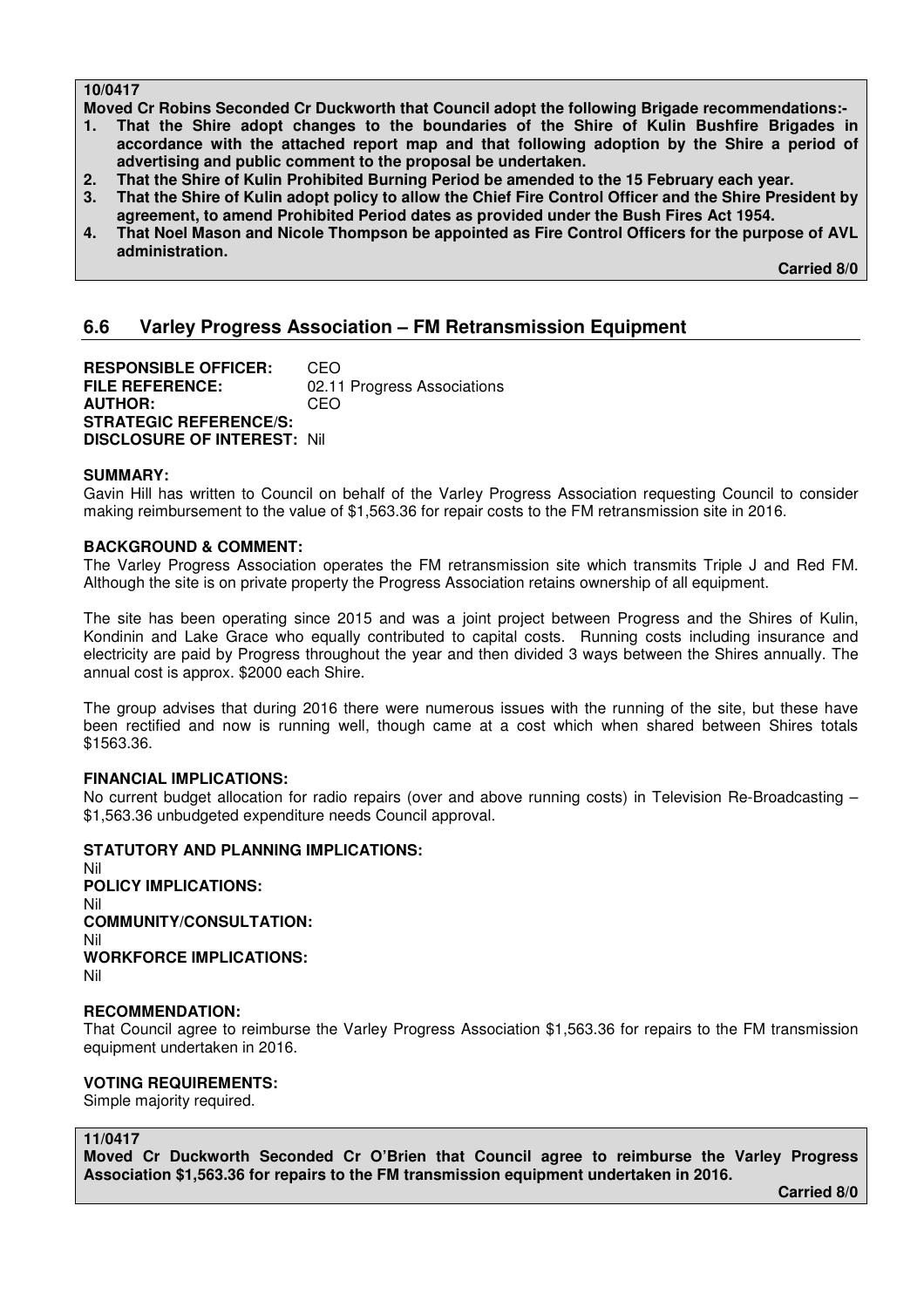**10/0417**

**Moved Cr Robins Seconded Cr Duckworth that Council adopt the following Brigade recommendations:-**

1. **That the Shire adopt changes to the boundaries of the Shire of Kulin Bushfire Brigades in accordance with the attached report map and that following adoption by the Shire a period of advertising and public comment to the proposal be undertaken.**
2. **That the Shire of Kulin Prohibited Burning Period be amended to the 15 February each year.**
3. **That the Shire of Kulin adopt policy to allow the Chief Fire Control Officer and the Shire President by agreement, to amend Prohibited Period dates as provided under the Bush Fires Act 1954.**
4. **That Noel Mason and Nicole Thompson be appointed as Fire Control Officers for the purpose of AVL administration.**

**Carried 8/0**

## 6.6 Varley Progress Association – FM Retransmission Equipment

**RESPONSIBLE OFFICER:** CEO
**FILE REFERENCE:** 02.11 Progress Associations
**AUTHOR:** CEO
**STRATEGIC REFERENCE/S:**
**DISCLOSURE OF INTEREST:** Nil

**SUMMARY:**

Gavin Hill has written to Council on behalf of the Varley Progress Association requesting Council to consider making reimbursement to the value of $1,563.36 for repair costs to the FM retransmission site in 2016.

**BACKGROUND & COMMENT:**

The Varley Progress Association operates the FM retransmission site which transmits Triple J and Red FM. Although the site is on private property the Progress Association retains ownership of all equipment.

The site has been operating since 2015 and was a joint project between Progress and the Shires of Kulin, Kondinin and Lake Grace who equally contributed to capital costs. Running costs including insurance and electricity are paid by Progress throughout the year and then divided 3 ways between the Shires annually. The annual cost is approx. $2000 each Shire.

The group advises that during 2016 there were numerous issues with the running of the site, but these have been rectified and now is running well, though came at a cost which when shared between Shires totals $1563.36.

**FINANCIAL IMPLICATIONS:**

No current budget allocation for radio repairs (over and above running costs) in Television Re-Broadcasting – $1,563.36 unbudgeted expenditure needs Council approval.

**STATUTORY AND PLANNING IMPLICATIONS:**

Nil

**POLICY IMPLICATIONS:**

Nil

**COMMUNITY/CONSULTATION:**

Nil

**WORKFORCE IMPLICATIONS:**

Nil

**RECOMMENDATION:**

That Council agree to reimburse the Varley Progress Association $1,563.36 for repairs to the FM transmission equipment undertaken in 2016.

**VOTING REQUIREMENTS:**

Simple majority required.

**11/0417**

**Moved Cr Duckworth Seconded Cr O'Brien that Council agree to reimburse the Varley Progress Association $1,563.36 for repairs to the FM transmission equipment undertaken in 2016.**

**Carried 8/0**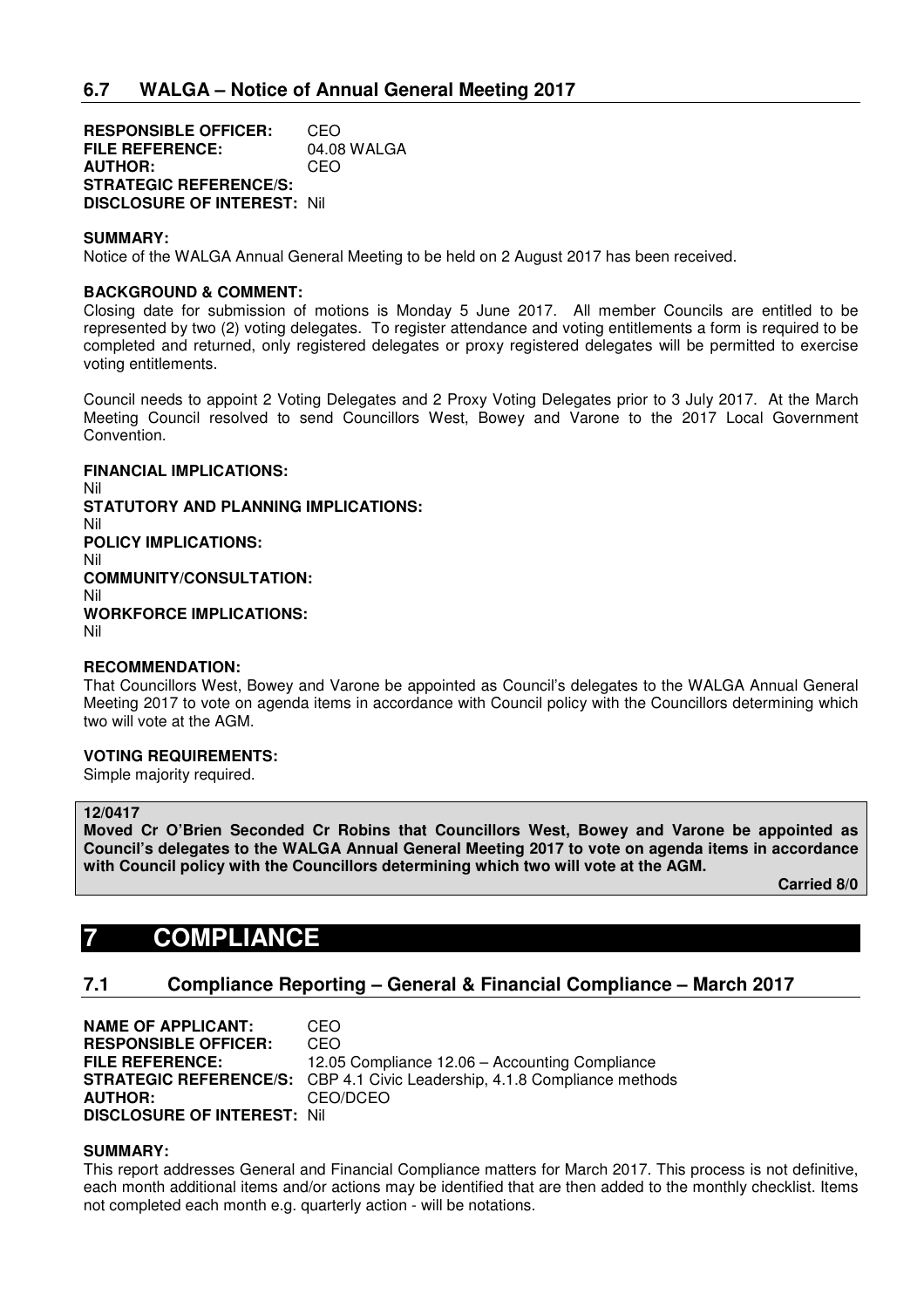### 6.7 WALGA – Notice of Annual General Meeting 2017

**RESPONSIBLE OFFICER:** CEO
**FILE REFERENCE:** 04.08 WALGA
**AUTHOR:** CEO
**STRATEGIC REFERENCE/S:**
**DISCLOSURE OF INTEREST:** Nil

**SUMMARY:**
Notice of the WALGA Annual General Meeting to be held on 2 August 2017 has been received.

**BACKGROUND & COMMENT:**
Closing date for submission of motions is Monday 5 June 2017. All member Councils are entitled to be represented by two (2) voting delegates. To register attendance and voting entitlements a form is required to be completed and returned, only registered delegates or proxy registered delegates will be permitted to exercise voting entitlements.

Council needs to appoint 2 Voting Delegates and 2 Proxy Voting Delegates prior to 3 July 2017. At the March Meeting Council resolved to send Councillors West, Bowey and Varone to the 2017 Local Government Convention.

**FINANCIAL IMPLICATIONS:**
Nil
**STATUTORY AND PLANNING IMPLICATIONS:**
Nil
**POLICY IMPLICATIONS:**
Nil
**COMMUNITY/CONSULTATION:**
Nil
**WORKFORCE IMPLICATIONS:**
Nil

**RECOMMENDATION:**
That Councillors West, Bowey and Varone be appointed as Council's delegates to the WALGA Annual General Meeting 2017 to vote on agenda items in accordance with Council policy with the Councillors determining which two will vote at the AGM.

**VOTING REQUIREMENTS:**
Simple majority required.

**12/0417**
**Moved Cr O'Brien Seconded Cr Robins that Councillors West, Bowey and Varone be appointed as Council's delegates to the WALGA Annual General Meeting 2017 to vote on agenda items in accordance with Council policy with the Councillors determining which two will vote at the AGM.**

**Carried 8/0**

# 7 COMPLIANCE

### 7.1 Compliance Reporting – General & Financial Compliance – March 2017

**NAME OF APPLICANT:** CEO
**RESPONSIBLE OFFICER:** CEO
**FILE REFERENCE:** 12.05 Compliance 12.06 – Accounting Compliance
**STRATEGIC REFERENCE/S:** CBP 4.1 Civic Leadership, 4.1.8 Compliance methods
**AUTHOR:** CEO/DCEO
**DISCLOSURE OF INTEREST:** Nil

**SUMMARY:**
This report addresses General and Financial Compliance matters for March 2017. This process is not definitive, each month additional items and/or actions may be identified that are then added to the monthly checklist. Items not completed each month e.g. quarterly action - will be notations.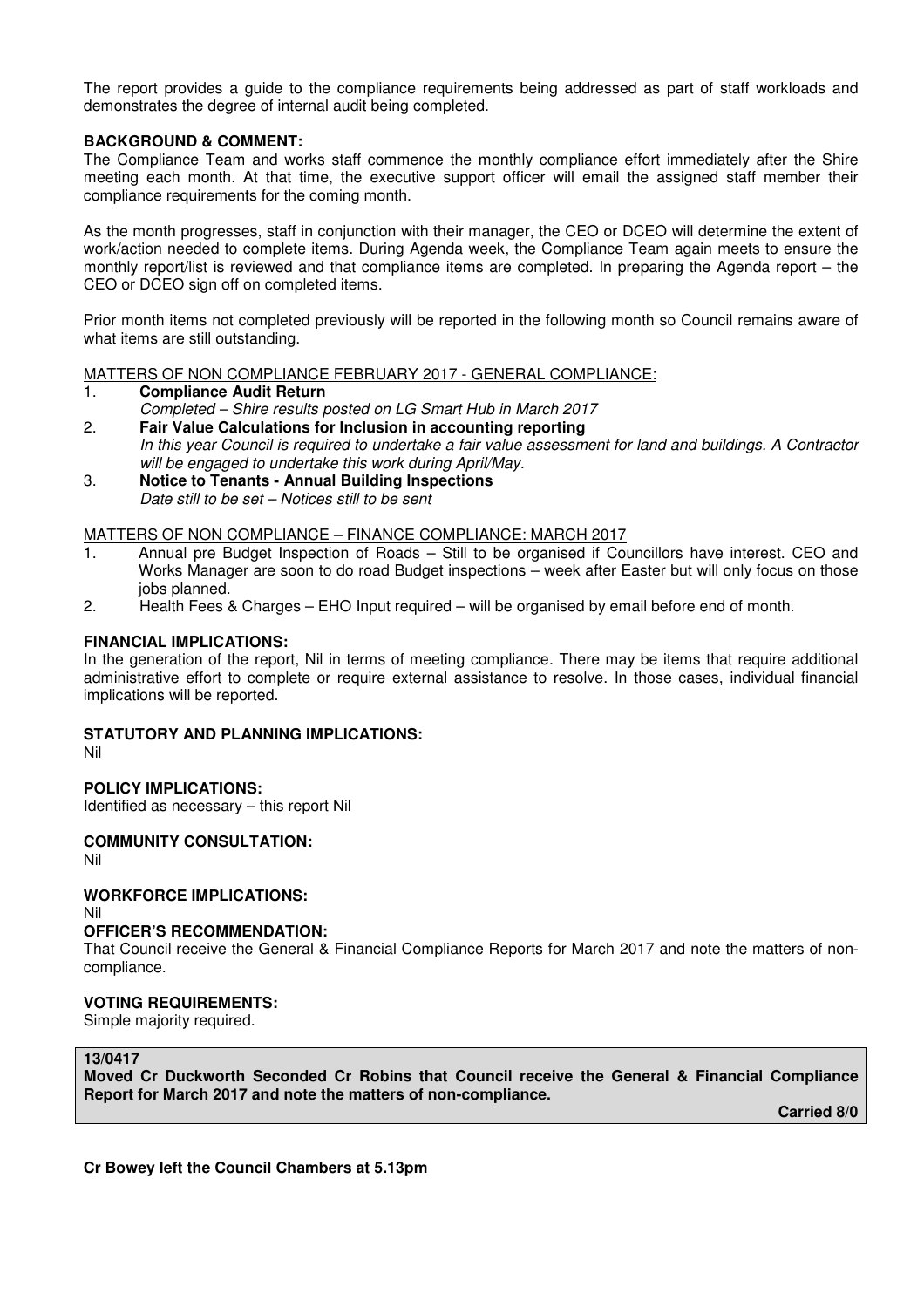The report provides a guide to the compliance requirements being addressed as part of staff workloads and demonstrates the degree of internal audit being completed.

**BACKGROUND & COMMENT:**
The Compliance Team and works staff commence the monthly compliance effort immediately after the Shire meeting each month. At that time, the executive support officer will email the assigned staff member their compliance requirements for the coming month.

As the month progresses, staff in conjunction with their manager, the CEO or DCEO will determine the extent of work/action needed to complete items. During Agenda week, the Compliance Team again meets to ensure the monthly report/list is reviewed and that compliance items are completed. In preparing the Agenda report – the CEO or DCEO sign off on completed items.

Prior month items not completed previously will be reported in the following month so Council remains aware of what items are still outstanding.

MATTERS OF NON COMPLIANCE FEBRUARY 2017 - GENERAL COMPLIANCE:

1. **Compliance Audit Return**
   *Completed – Shire results posted on LG Smart Hub in March 2017*
2. **Fair Value Calculations for Inclusion in accounting reporting**
   *In this year Council is required to undertake a fair value assessment for land and buildings. A Contractor will be engaged to undertake this work during April/May.*
3. **Notice to Tenants - Annual Building Inspections**
   *Date still to be set – Notices still to be sent*

MATTERS OF NON COMPLIANCE – FINANCE COMPLIANCE: MARCH 2017

1. Annual pre Budget Inspection of Roads – Still to be organised if Councillors have interest. CEO and Works Manager are soon to do road Budget inspections – week after Easter but will only focus on those jobs planned.
2. Health Fees & Charges – EHO Input required – will be organised by email before end of month.

**FINANCIAL IMPLICATIONS:**
In the generation of the report, Nil in terms of meeting compliance. There may be items that require additional administrative effort to complete or require external assistance to resolve. In those cases, individual financial implications will be reported.

**STATUTORY AND PLANNING IMPLICATIONS:**
Nil

**POLICY IMPLICATIONS:**
Identified as necessary – this report Nil

**COMMUNITY CONSULTATION:**
Nil

**WORKFORCE IMPLICATIONS:**
Nil

**OFFICER'S RECOMMENDATION:**
That Council receive the General & Financial Compliance Reports for March 2017 and note the matters of non-compliance.

**VOTING REQUIREMENTS:**
Simple majority required.

**13/0417**
**Moved Cr Duckworth Seconded Cr Robins that Council receive the General & Financial Compliance Report for March 2017 and note the matters of non-compliance.**

**Carried 8/0**

**Cr Bowey left the Council Chambers at 5.13pm**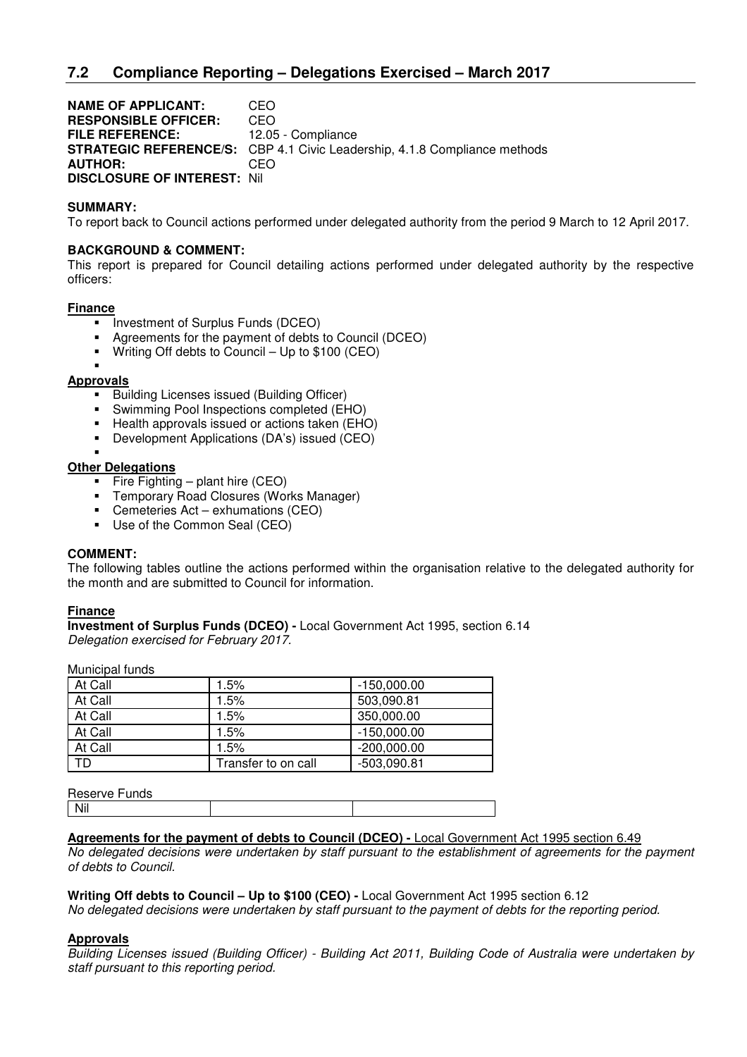## 7.2 Compliance Reporting – Delegations Exercised – March 2017

**NAME OF APPLICANT:** CEO
**RESPONSIBLE OFFICER:** CEO
**FILE REFERENCE:** 12.05 - Compliance
**STRATEGIC REFERENCE/S:** CBP 4.1 Civic Leadership, 4.1.8 Compliance methods
**AUTHOR:** CEO
**DISCLOSURE OF INTEREST:** Nil

**SUMMARY:**
To report back to Council actions performed under delegated authority from the period 9 March to 12 April 2017.

**BACKGROUND & COMMENT:**
This report is prepared for Council detailing actions performed under delegated authority by the respective officers:

**Finance**

- Investment of Surplus Funds (DCEO)
- Agreements for the payment of debts to Council (DCEO)
- Writing Off debts to Council – Up to $100 (CEO)
-

**Approvals**

- Building Licenses issued (Building Officer)
- Swimming Pool Inspections completed (EHO)
- Health approvals issued or actions taken (EHO)
- Development Applications (DA's) issued (CEO)
-

**Other Delegations**

- Fire Fighting – plant hire (CEO)
- Temporary Road Closures (Works Manager)
- Cemeteries Act – exhumations (CEO)
- Use of the Common Seal (CEO)

**COMMENT:**
The following tables outline the actions performed within the organisation relative to the delegated authority for the month and are submitted to Council for information.

**Finance**

**Investment of Surplus Funds (DCEO) -** Local Government Act 1995, section 6.14
*Delegation exercised for February 2017.*

Municipal funds

| | | |
|---|---|---|
| At Call | 1.5% | -150,000.00 |
| At Call | 1.5% | 503,090.81 |
| At Call | 1.5% | 350,000.00 |
| At Call | 1.5% | -150,000.00 |
| At Call | 1.5% | -200,000.00 |
| TD | Transfer to on call | -503,090.81 |

Reserve Funds

| | | |
|---|---|---|
| Nil | | |

**Agreements for the payment of debts to Council (DCEO) -** Local Government Act 1995 section 6.49
*No delegated decisions were undertaken by staff pursuant to the establishment of agreements for the payment of debts to Council.*

**Writing Off debts to Council – Up to $100 (CEO) -** Local Government Act 1995 section 6.12
*No delegated decisions were undertaken by staff pursuant to the payment of debts for the reporting period.*

**Approvals**

*Building Licenses issued (Building Officer) - Building Act 2011, Building Code of Australia were undertaken by staff pursuant to this reporting period.*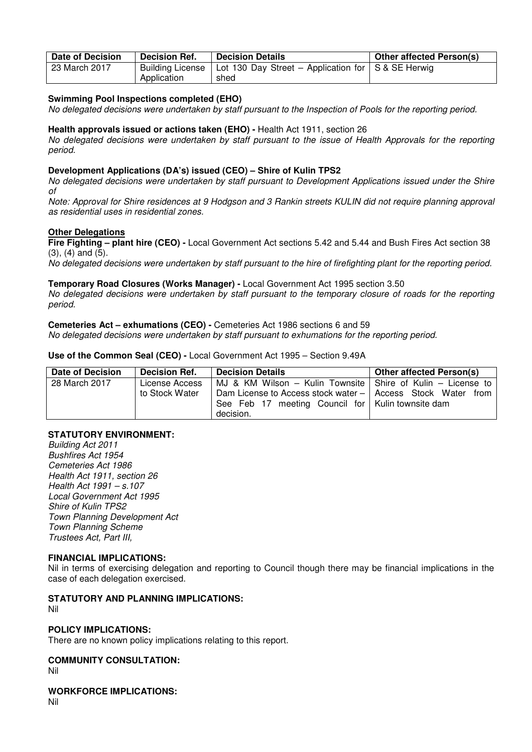| Date of Decision | Decision Ref. | Decision Details | Other affected Person(s) |
| --- | --- | --- | --- |
| 23 March 2017 | Building License Application | Lot 130 Day Street – Application for shed | S & SE Herwig |

**Swimming Pool Inspections completed (EHO)**

*No delegated decisions were undertaken by staff pursuant to the Inspection of Pools for the reporting period.*

**Health approvals issued or actions taken (EHO) -** Health Act 1911, section 26

*No delegated decisions were undertaken by staff pursuant to the issue of Health Approvals for the reporting period.*

**Development Applications (DA's) issued (CEO) – Shire of Kulin TPS2**

*No delegated decisions were undertaken by staff pursuant to Development Applications issued under the Shire of*

*Note: Approval for Shire residences at 9 Hodgson and 3 Rankin streets KULIN did not require planning approval as residential uses in residential zones.*

**Other Delegations**

**Fire Fighting – plant hire (CEO) -** Local Government Act sections 5.42 and 5.44 and Bush Fires Act section 38 (3), (4) and (5).

*No delegated decisions were undertaken by staff pursuant to the hire of firefighting plant for the reporting period.*

**Temporary Road Closures (Works Manager) -** Local Government Act 1995 section 3.50

*No delegated decisions were undertaken by staff pursuant to the temporary closure of roads for the reporting period.*

**Cemeteries Act – exhumations (CEO) -** Cemeteries Act 1986 sections 6 and 59

*No delegated decisions were undertaken by staff pursuant to exhumations for the reporting period.*

**Use of the Common Seal (CEO) -** Local Government Act 1995 – Section 9.49A

| Date of Decision | Decision Ref. | Decision Details | Other affected Person(s) |
| --- | --- | --- | --- |
| 28 March 2017 | License Access to Stock Water | MJ & KM Wilson – Kulin Townsite Dam License to Access stock water – See Feb 17 meeting Council for decision. | Shire of Kulin – License to Access Stock Water from Kulin townsite dam |

**STATUTORY ENVIRONMENT:**

*Building Act 2011*
*Bushfires Act 1954*
*Cemeteries Act 1986*
*Health Act 1911, section 26*
*Health Act 1991 – s.107*
*Local Government Act 1995*
*Shire of Kulin TPS2*
*Town Planning Development Act*
*Town Planning Scheme*
*Trustees Act, Part III,*

**FINANCIAL IMPLICATIONS:**

Nil in terms of exercising delegation and reporting to Council though there may be financial implications in the case of each delegation exercised.

**STATUTORY AND PLANNING IMPLICATIONS:**

Nil

**POLICY IMPLICATIONS:**

There are no known policy implications relating to this report.

**COMMUNITY CONSULTATION:**

Nil

**WORKFORCE IMPLICATIONS:**

Nil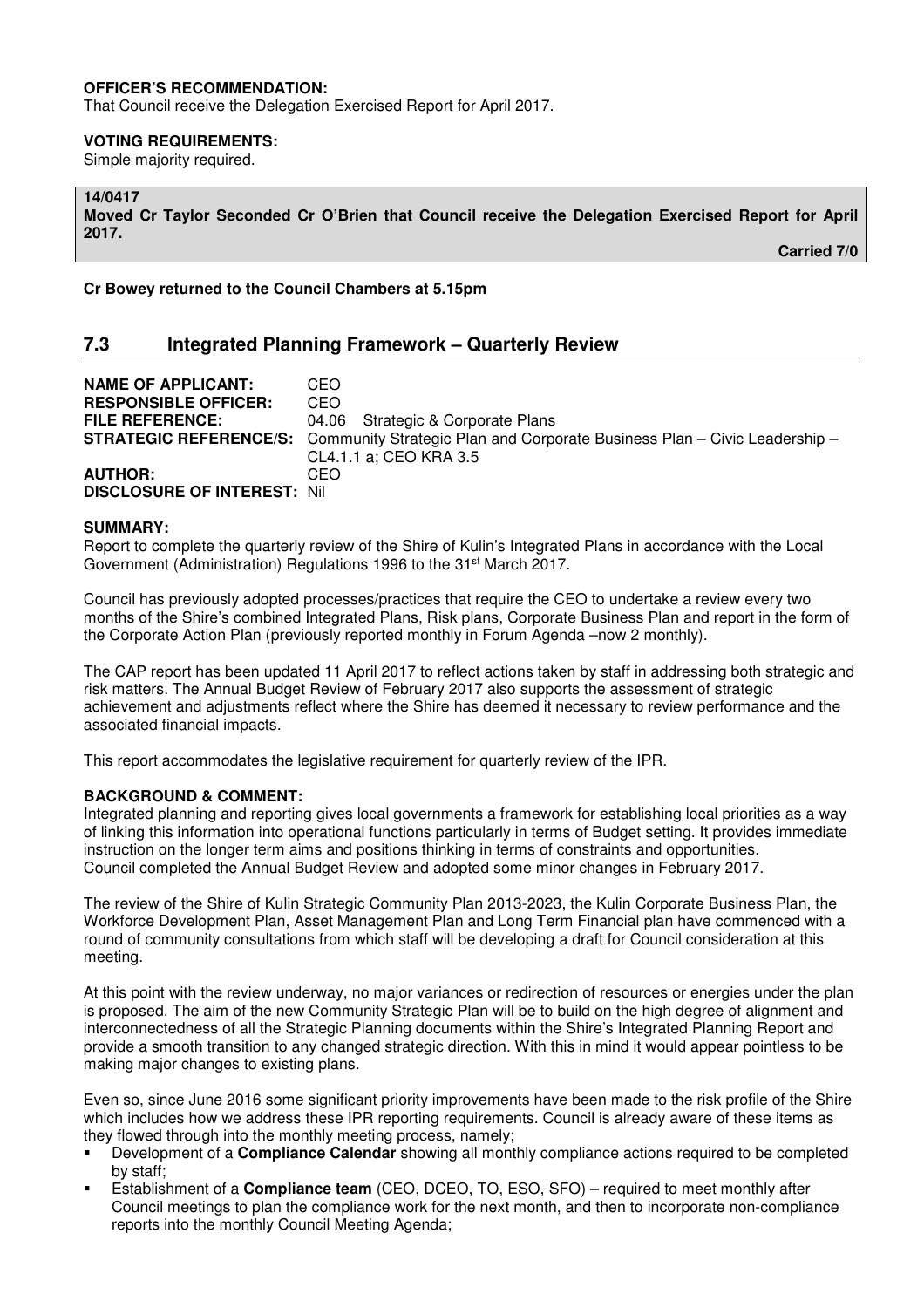**OFFICER'S RECOMMENDATION:**
That Council receive the Delegation Exercised Report for April 2017.

**VOTING REQUIREMENTS:**
Simple majority required.

**14/0417**
**Moved Cr Taylor Seconded Cr O'Brien that Council receive the Delegation Exercised Report for April 2017.**

**Carried 7/0**

**Cr Bowey returned to the Council Chambers at 5.15pm**

## 7.3 Integrated Planning Framework – Quarterly Review

**NAME OF APPLICANT:** CEO
**RESPONSIBLE OFFICER:** CEO
**FILE REFERENCE:** 04.06 Strategic & Corporate Plans
**STRATEGIC REFERENCE/S:** Community Strategic Plan and Corporate Business Plan – Civic Leadership – CL4.1.1 a; CEO KRA 3.5
**AUTHOR:** CEO
**DISCLOSURE OF INTEREST:** Nil

**SUMMARY:**
Report to complete the quarterly review of the Shire of Kulin's Integrated Plans in accordance with the Local Government (Administration) Regulations 1996 to the 31st March 2017.

Council has previously adopted processes/practices that require the CEO to undertake a review every two months of the Shire's combined Integrated Plans, Risk plans, Corporate Business Plan and report in the form of the Corporate Action Plan (previously reported monthly in Forum Agenda –now 2 monthly).

The CAP report has been updated 11 April 2017 to reflect actions taken by staff in addressing both strategic and risk matters. The Annual Budget Review of February 2017 also supports the assessment of strategic achievement and adjustments reflect where the Shire has deemed it necessary to review performance and the associated financial impacts.

This report accommodates the legislative requirement for quarterly review of the IPR.

**BACKGROUND & COMMENT:**
Integrated planning and reporting gives local governments a framework for establishing local priorities as a way of linking this information into operational functions particularly in terms of Budget setting. It provides immediate instruction on the longer term aims and positions thinking in terms of constraints and opportunities.
Council completed the Annual Budget Review and adopted some minor changes in February 2017.

The review of the Shire of Kulin Strategic Community Plan 2013-2023, the Kulin Corporate Business Plan, the Workforce Development Plan, Asset Management Plan and Long Term Financial plan have commenced with a round of community consultations from which staff will be developing a draft for Council consideration at this meeting.

At this point with the review underway, no major variances or redirection of resources or energies under the plan is proposed. The aim of the new Community Strategic Plan will be to build on the high degree of alignment and interconnectedness of all the Strategic Planning documents within the Shire's Integrated Planning Report and provide a smooth transition to any changed strategic direction. With this in mind it would appear pointless to be making major changes to existing plans.

Even so, since June 2016 some significant priority improvements have been made to the risk profile of the Shire which includes how we address these IPR reporting requirements. Council is already aware of these items as they flowed through into the monthly meeting process, namely;

- Development of a **Compliance Calendar** showing all monthly compliance actions required to be completed by staff;
- Establishment of a **Compliance team** (CEO, DCEO, TO, ESO, SFO) – required to meet monthly after Council meetings to plan the compliance work for the next month, and then to incorporate non-compliance reports into the monthly Council Meeting Agenda;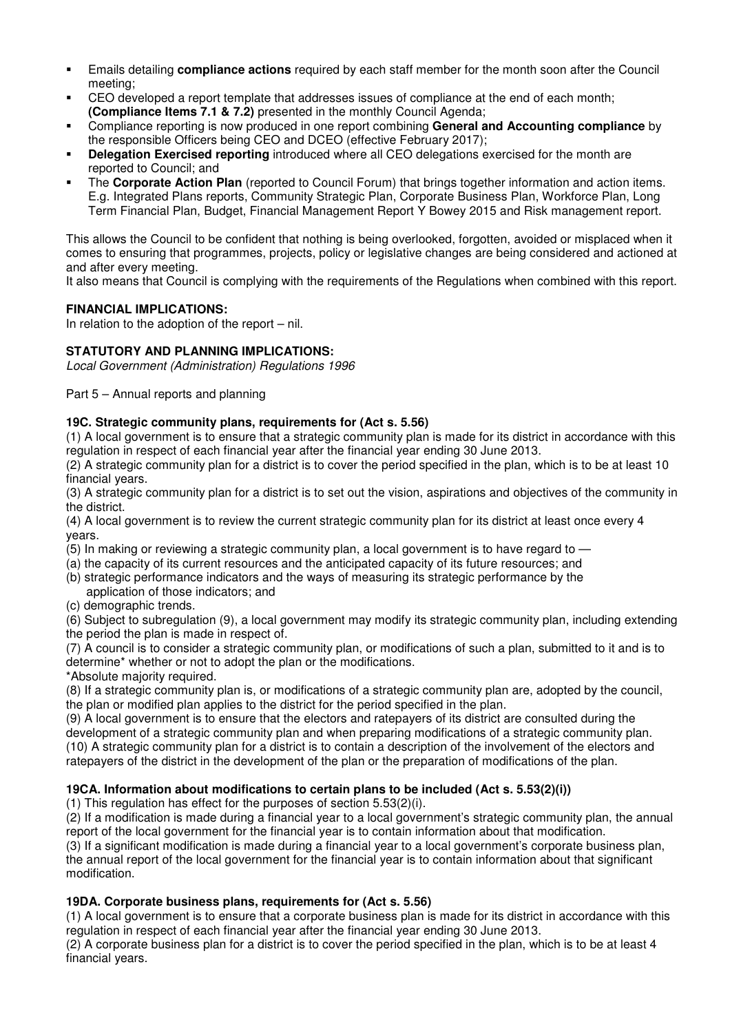- Emails detailing **compliance actions** required by each staff member for the month soon after the Council meeting;
- CEO developed a report template that addresses issues of compliance at the end of each month; **(Compliance Items 7.1 & 7.2)** presented in the monthly Council Agenda;
- Compliance reporting is now produced in one report combining **General and Accounting compliance** by the responsible Officers being CEO and DCEO (effective February 2017);
- **Delegation Exercised reporting** introduced where all CEO delegations exercised for the month are reported to Council; and
- The **Corporate Action Plan** (reported to Council Forum) that brings together information and action items. E.g. Integrated Plans reports, Community Strategic Plan, Corporate Business Plan, Workforce Plan, Long Term Financial Plan, Budget, Financial Management Report Y Bowey 2015 and Risk management report.

This allows the Council to be confident that nothing is being overlooked, forgotten, avoided or misplaced when it comes to ensuring that programmes, projects, policy or legislative changes are being considered and actioned at and after every meeting.
It also means that Council is complying with the requirements of the Regulations when combined with this report.

**FINANCIAL IMPLICATIONS:**
In relation to the adoption of the report – nil.

**STATUTORY AND PLANNING IMPLICATIONS:**
*Local Government (Administration) Regulations 1996*

Part 5 – Annual reports and planning

**19C. Strategic community plans, requirements for (Act s. 5.56)**
(1) A local government is to ensure that a strategic community plan is made for its district in accordance with this regulation in respect of each financial year after the financial year ending 30 June 2013.
(2) A strategic community plan for a district is to cover the period specified in the plan, which is to be at least 10 financial years.
(3) A strategic community plan for a district is to set out the vision, aspirations and objectives of the community in the district.
(4) A local government is to review the current strategic community plan for its district at least once every 4 years.
(5) In making or reviewing a strategic community plan, a local government is to have regard to —
(a) the capacity of its current resources and the anticipated capacity of its future resources; and
(b) strategic performance indicators and the ways of measuring its strategic performance by the application of those indicators; and
(c) demographic trends.
(6) Subject to subregulation (9), a local government may modify its strategic community plan, including extending the period the plan is made in respect of.
(7) A council is to consider a strategic community plan, or modifications of such a plan, submitted to it and is to determine* whether or not to adopt the plan or the modifications.
*Absolute majority required.
(8) If a strategic community plan is, or modifications of a strategic community plan are, adopted by the council, the plan or modified plan applies to the district for the period specified in the plan.
(9) A local government is to ensure that the electors and ratepayers of its district are consulted during the development of a strategic community plan and when preparing modifications of a strategic community plan.
(10) A strategic community plan for a district is to contain a description of the involvement of the electors and ratepayers of the district in the development of the plan or the preparation of modifications of the plan.

**19CA. Information about modifications to certain plans to be included (Act s. 5.53(2)(i))**
(1) This regulation has effect for the purposes of section 5.53(2)(i).
(2) If a modification is made during a financial year to a local government's strategic community plan, the annual report of the local government for the financial year is to contain information about that modification.
(3) If a significant modification is made during a financial year to a local government's corporate business plan, the annual report of the local government for the financial year is to contain information about that significant modification.

**19DA. Corporate business plans, requirements for (Act s. 5.56)**
(1) A local government is to ensure that a corporate business plan is made for its district in accordance with this regulation in respect of each financial year after the financial year ending 30 June 2013.
(2) A corporate business plan for a district is to cover the period specified in the plan, which is to be at least 4 financial years.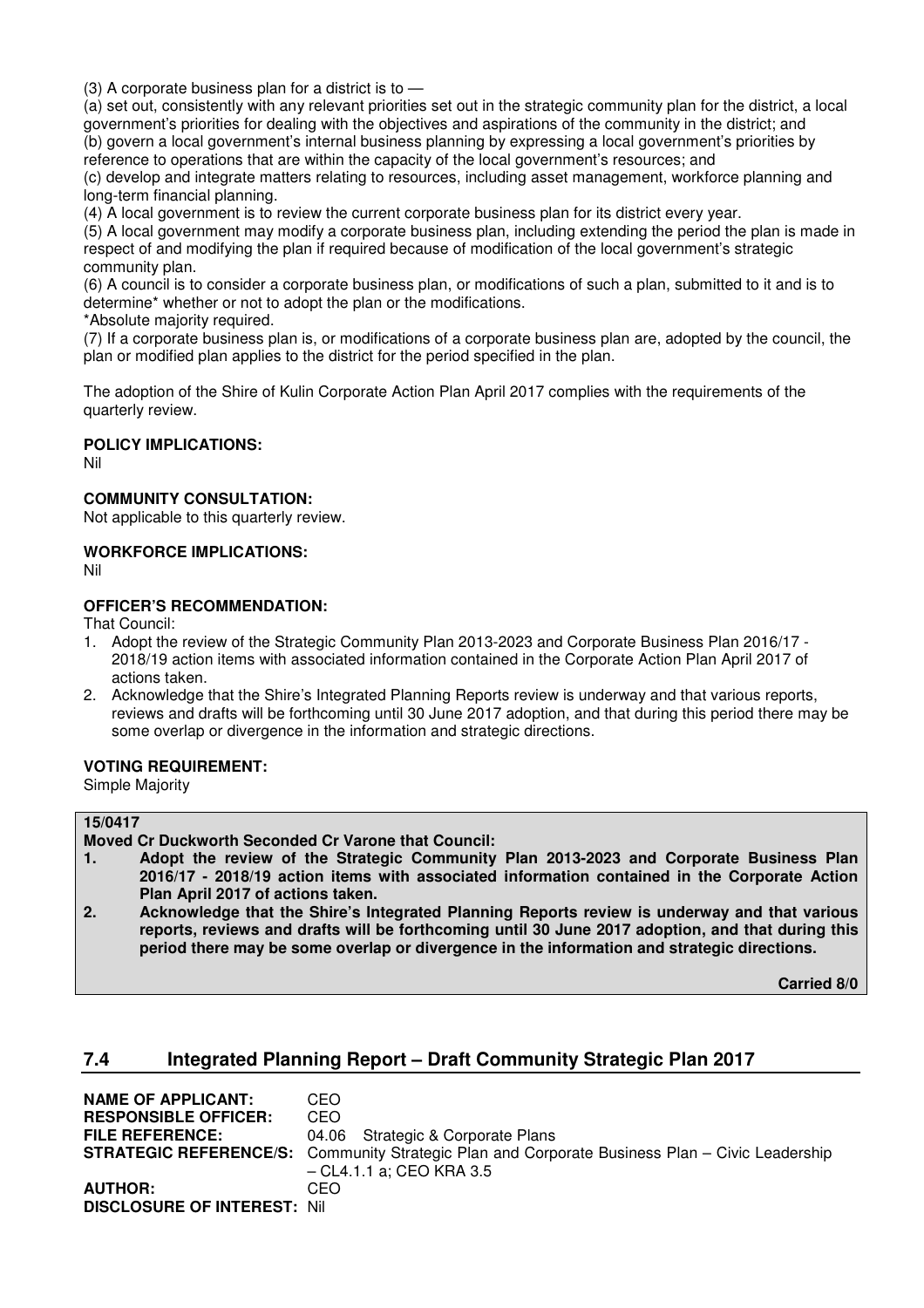(3) A corporate business plan for a district is to —

(a) set out, consistently with any relevant priorities set out in the strategic community plan for the district, a local government's priorities for dealing with the objectives and aspirations of the community in the district; and

(b) govern a local government's internal business planning by expressing a local government's priorities by reference to operations that are within the capacity of the local government's resources; and

(c) develop and integrate matters relating to resources, including asset management, workforce planning and long-term financial planning.

(4) A local government is to review the current corporate business plan for its district every year.

(5) A local government may modify a corporate business plan, including extending the period the plan is made in respect of and modifying the plan if required because of modification of the local government's strategic community plan.

(6) A council is to consider a corporate business plan, or modifications of such a plan, submitted to it and is to determine* whether or not to adopt the plan or the modifications.

*Absolute majority required.

(7) If a corporate business plan is, or modifications of a corporate business plan are, adopted by the council, the plan or modified plan applies to the district for the period specified in the plan.

The adoption of the Shire of Kulin Corporate Action Plan April 2017 complies with the requirements of the quarterly review.

**POLICY IMPLICATIONS:**

Nil

**COMMUNITY CONSULTATION:**

Not applicable to this quarterly review.

**WORKFORCE IMPLICATIONS:**

Nil

**OFFICER'S RECOMMENDATION:**

That Council:

1. Adopt the review of the Strategic Community Plan 2013-2023 and Corporate Business Plan 2016/17 - 2018/19 action items with associated information contained in the Corporate Action Plan April 2017 of actions taken.
2. Acknowledge that the Shire's Integrated Planning Reports review is underway and that various reports, reviews and drafts will be forthcoming until 30 June 2017 adoption, and that during this period there may be some overlap or divergence in the information and strategic directions.

**VOTING REQUIREMENT:**

Simple Majority

**15/0417**

**Moved Cr Duckworth Seconded Cr Varone that Council:**

1. **Adopt the review of the Strategic Community Plan 2013-2023 and Corporate Business Plan 2016/17 - 2018/19 action items with associated information contained in the Corporate Action Plan April 2017 of actions taken.**
2. **Acknowledge that the Shire's Integrated Planning Reports review is underway and that various reports, reviews and drafts will be forthcoming until 30 June 2017 adoption, and that during this period there may be some overlap or divergence in the information and strategic directions.**

**Carried 8/0**

## 7.4 Integrated Planning Report – Draft Community Strategic Plan 2017

**NAME OF APPLICANT:** CEO
**RESPONSIBLE OFFICER:** CEO
**FILE REFERENCE:** 04.06 Strategic & Corporate Plans
**STRATEGIC REFERENCE/S:** Community Strategic Plan and Corporate Business Plan – Civic Leadership – CL4.1.1 a; CEO KRA 3.5
**AUTHOR:** CEO
**DISCLOSURE OF INTEREST:** Nil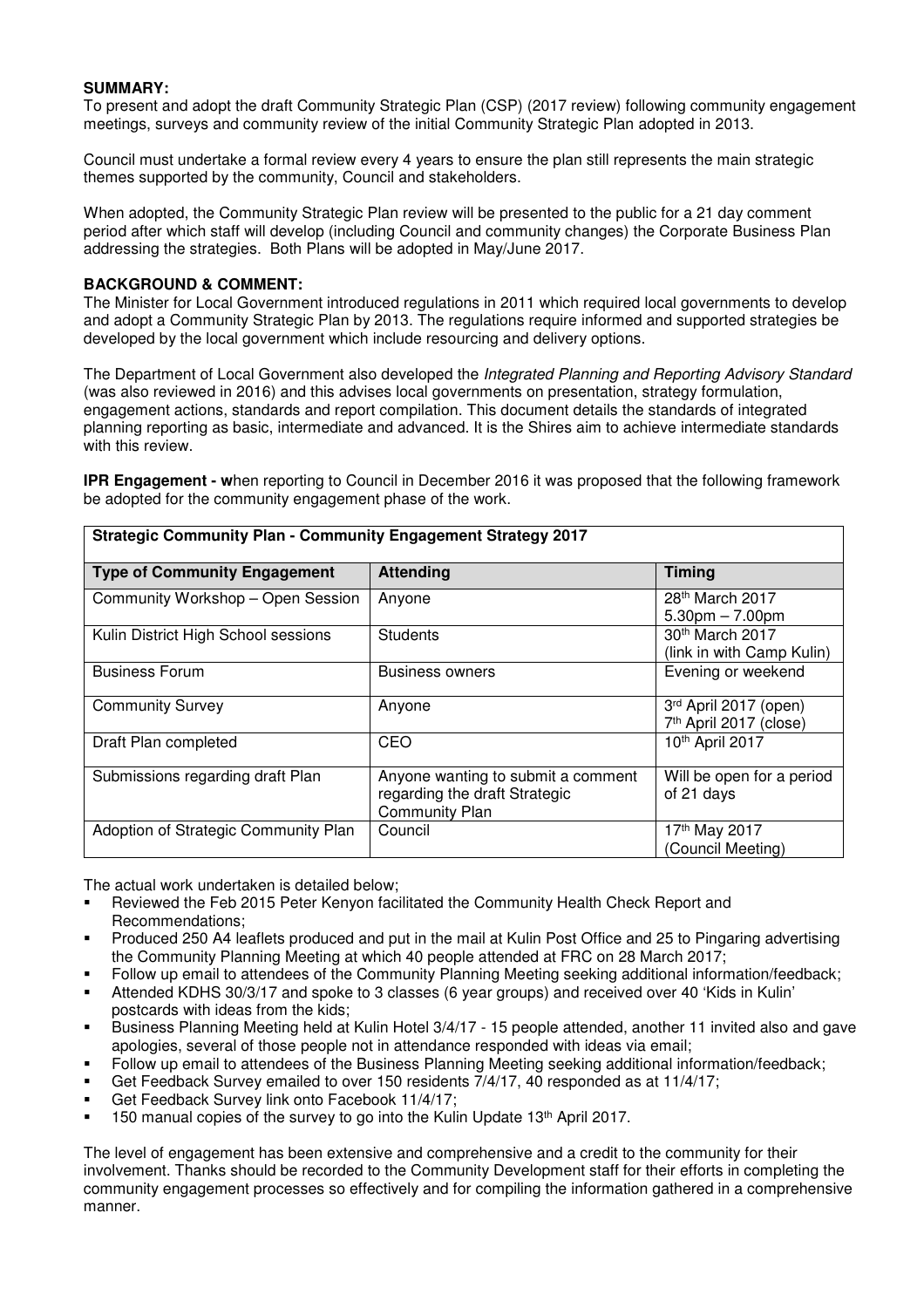**SUMMARY:**
To present and adopt the draft Community Strategic Plan (CSP) (2017 review) following community engagement meetings, surveys and community review of the initial Community Strategic Plan adopted in 2013.

Council must undertake a formal review every 4 years to ensure the plan still represents the main strategic themes supported by the community, Council and stakeholders.

When adopted, the Community Strategic Plan review will be presented to the public for a 21 day comment period after which staff will develop (including Council and community changes) the Corporate Business Plan addressing the strategies. Both Plans will be adopted in May/June 2017.

**BACKGROUND & COMMENT:**
The Minister for Local Government introduced regulations in 2011 which required local governments to develop and adopt a Community Strategic Plan by 2013. The regulations require informed and supported strategies be developed by the local government which include resourcing and delivery options.

The Department of Local Government also developed the *Integrated Planning and Reporting Advisory Standard* (was also reviewed in 2016) and this advises local governments on presentation, strategy formulation, engagement actions, standards and report compilation. This document details the standards of integrated planning reporting as basic, intermediate and advanced. It is the Shires aim to achieve intermediate standards with this review.

**IPR Engagement - w**hen reporting to Council in December 2016 it was proposed that the following framework be adopted for the community engagement phase of the work.

| **Strategic Community Plan - Community Engagement Strategy 2017** | | |
|---|---|---|
| **Type of Community Engagement** | **Attending** | **Timing** |
| Community Workshop – Open Session | Anyone | 28th March 2017<br>5.30pm – 7.00pm |
| Kulin District High School sessions | Students | 30th March 2017<br>(link in with Camp Kulin) |
| Business Forum | Business owners | Evening or weekend |
| Community Survey | Anyone | 3rd April 2017 (open)<br>7th April 2017 (close) |
| Draft Plan completed | CEO | 10th April 2017 |
| Submissions regarding draft Plan | Anyone wanting to submit a comment regarding the draft Strategic Community Plan | Will be open for a period of 21 days |
| Adoption of Strategic Community Plan | Council | 17th May 2017<br>(Council Meeting) |

The actual work undertaken is detailed below;

- Reviewed the Feb 2015 Peter Kenyon facilitated the Community Health Check Report and Recommendations;
- Produced 250 A4 leaflets produced and put in the mail at Kulin Post Office and 25 to Pingaring advertising the Community Planning Meeting at which 40 people attended at FRC on 28 March 2017;
- Follow up email to attendees of the Community Planning Meeting seeking additional information/feedback;
- Attended KDHS 30/3/17 and spoke to 3 classes (6 year groups) and received over 40 'Kids in Kulin' postcards with ideas from the kids;
- Business Planning Meeting held at Kulin Hotel 3/4/17 - 15 people attended, another 11 invited also and gave apologies, several of those people not in attendance responded with ideas via email;
- Follow up email to attendees of the Business Planning Meeting seeking additional information/feedback;
- Get Feedback Survey emailed to over 150 residents 7/4/17, 40 responded as at 11/4/17;
- Get Feedback Survey link onto Facebook 11/4/17;
- 150 manual copies of the survey to go into the Kulin Update 13th April 2017.

The level of engagement has been extensive and comprehensive and a credit to the community for their involvement. Thanks should be recorded to the Community Development staff for their efforts in completing the community engagement processes so effectively and for compiling the information gathered in a comprehensive manner.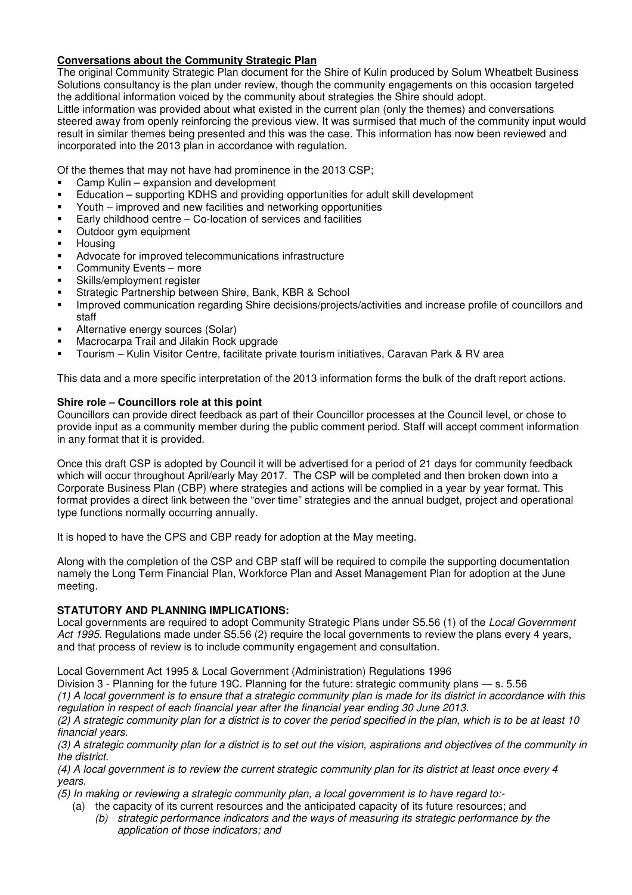**Conversations about the Community Strategic Plan**

The original Community Strategic Plan document for the Shire of Kulin produced by Solum Wheatbelt Business Solutions consultancy is the plan under review, though the community engagements on this occasion targeted the additional information voiced by the community about strategies the Shire should adopt.
Little information was provided about what existed in the current plan (only the themes) and conversations steered away from openly reinforcing the previous view. It was surmised that much of the community input would result in similar themes being presented and this was the case. This information has now been reviewed and incorporated into the 2013 plan in accordance with regulation.

Of the themes that may not have had prominence in the 2013 CSP;

- Camp Kulin – expansion and development
- Education – supporting KDHS and providing opportunities for adult skill development
- Youth – improved and new facilities and networking opportunities
- Early childhood centre – Co-location of services and facilities
- Outdoor gym equipment
- Housing
- Advocate for improved telecommunications infrastructure
- Community Events – more
- Skills/employment register
- Strategic Partnership between Shire, Bank, KBR & School
- Improved communication regarding Shire decisions/projects/activities and increase profile of councillors and staff
- Alternative energy sources (Solar)
- Macrocarpa Trail and Jilakin Rock upgrade
- Tourism – Kulin Visitor Centre, facilitate private tourism initiatives, Caravan Park & RV area

This data and a more specific interpretation of the 2013 information forms the bulk of the draft report actions.

**Shire role – Councillors role at this point**

Councillors can provide direct feedback as part of their Councillor processes at the Council level, or chose to provide input as a community member during the public comment period. Staff will accept comment information in any format that it is provided.

Once this draft CSP is adopted by Council it will be advertised for a period of 21 days for community feedback which will occur throughout April/early May 2017. The CSP will be completed and then broken down into a Corporate Business Plan (CBP) where strategies and actions will be complied in a year by year format. This format provides a direct link between the "over time" strategies and the annual budget, project and operational type functions normally occurring annually.

It is hoped to have the CPS and CBP ready for adoption at the May meeting.

Along with the completion of the CSP and CBP staff will be required to compile the supporting documentation namely the Long Term Financial Plan, Workforce Plan and Asset Management Plan for adoption at the June meeting.

**STATUTORY AND PLANNING IMPLICATIONS:**

Local governments are required to adopt Community Strategic Plans under S5.56 (1) of the *Local Government Act 1995*. Regulations made under S5.56 (2) require the local governments to review the plans every 4 years, and that process of review is to include community engagement and consultation.

Local Government Act 1995 & Local Government (Administration) Regulations 1996
Division 3 - Planning for the future 19C. Planning for the future: strategic community plans — s. 5.56

*(1) A local government is to ensure that a strategic community plan is made for its district in accordance with this regulation in respect of each financial year after the financial year ending 30 June 2013.*

*(2) A strategic community plan for a district is to cover the period specified in the plan, which is to be at least 10 financial years.*

*(3) A strategic community plan for a district is to set out the vision, aspirations and objectives of the community in the district.*

*(4) A local government is to review the current strategic community plan for its district at least once every 4 years.*

*(5) In making or reviewing a strategic community plan, a local government is to have regard to:-*

(a) the capacity of its current resources and the anticipated capacity of its future resources; and
*(b) strategic performance indicators and the ways of measuring its strategic performance by the application of those indicators; and*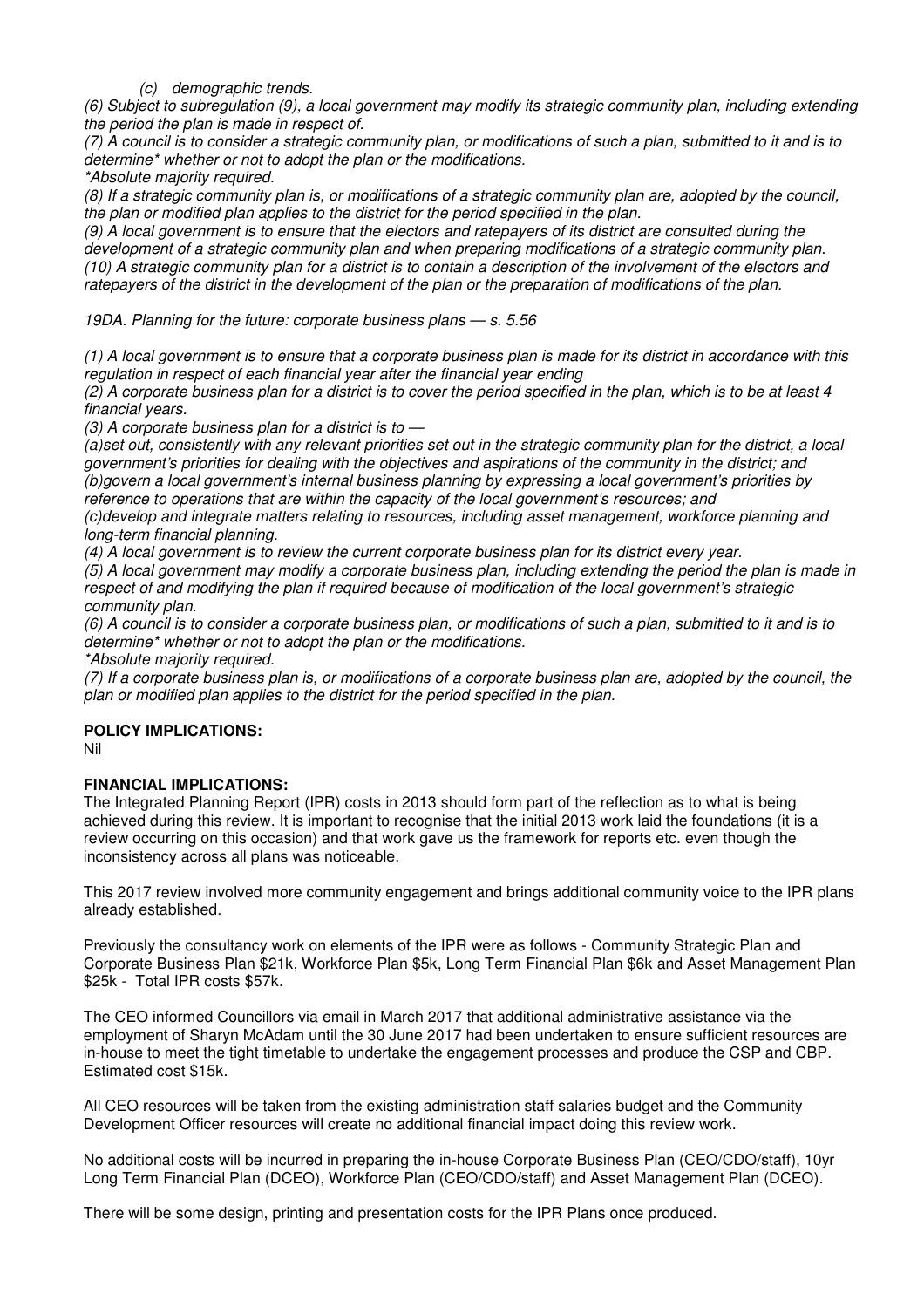*(c) demographic trends.*

*(6) Subject to subregulation (9), a local government may modify its strategic community plan, including extending the period the plan is made in respect of.*

*(7) A council is to consider a strategic community plan, or modifications of such a plan, submitted to it and is to determine* whether or not to adopt the plan or the modifications.*

**Absolute majority required.*

*(8) If a strategic community plan is, or modifications of a strategic community plan are, adopted by the council, the plan or modified plan applies to the district for the period specified in the plan.*

*(9) A local government is to ensure that the electors and ratepayers of its district are consulted during the development of a strategic community plan and when preparing modifications of a strategic community plan.*

*(10) A strategic community plan for a district is to contain a description of the involvement of the electors and ratepayers of the district in the development of the plan or the preparation of modifications of the plan.*

*19DA. Planning for the future: corporate business plans — s. 5.56*

*(1) A local government is to ensure that a corporate business plan is made for its district in accordance with this regulation in respect of each financial year after the financial year ending*

*(2) A corporate business plan for a district is to cover the period specified in the plan, which is to be at least 4 financial years.*

*(3) A corporate business plan for a district is to —*

*(a)set out, consistently with any relevant priorities set out in the strategic community plan for the district, a local government's priorities for dealing with the objectives and aspirations of the community in the district; and*

*(b)govern a local government's internal business planning by expressing a local government's priorities by reference to operations that are within the capacity of the local government's resources; and*

*(c)develop and integrate matters relating to resources, including asset management, workforce planning and long-term financial planning.*

*(4) A local government is to review the current corporate business plan for its district every year.*

*(5) A local government may modify a corporate business plan, including extending the period the plan is made in respect of and modifying the plan if required because of modification of the local government's strategic community plan.*

*(6) A council is to consider a corporate business plan, or modifications of such a plan, submitted to it and is to determine* whether or not to adopt the plan or the modifications.*

**Absolute majority required.*

*(7) If a corporate business plan is, or modifications of a corporate business plan are, adopted by the council, the plan or modified plan applies to the district for the period specified in the plan.*

**POLICY IMPLICATIONS:**

Nil

**FINANCIAL IMPLICATIONS:**

The Integrated Planning Report (IPR) costs in 2013 should form part of the reflection as to what is being achieved during this review. It is important to recognise that the initial 2013 work laid the foundations (it is a review occurring on this occasion) and that work gave us the framework for reports etc. even though the inconsistency across all plans was noticeable.

This 2017 review involved more community engagement and brings additional community voice to the IPR plans already established.

Previously the consultancy work on elements of the IPR were as follows - Community Strategic Plan and Corporate Business Plan $21k, Workforce Plan $5k, Long Term Financial Plan $6k and Asset Management Plan $25k - Total IPR costs $57k.

The CEO informed Councillors via email in March 2017 that additional administrative assistance via the employment of Sharyn McAdam until the 30 June 2017 had been undertaken to ensure sufficient resources are in-house to meet the tight timetable to undertake the engagement processes and produce the CSP and CBP. Estimated cost $15k.

All CEO resources will be taken from the existing administration staff salaries budget and the Community Development Officer resources will create no additional financial impact doing this review work.

No additional costs will be incurred in preparing the in-house Corporate Business Plan (CEO/CDO/staff), 10yr Long Term Financial Plan (DCEO), Workforce Plan (CEO/CDO/staff) and Asset Management Plan (DCEO).

There will be some design, printing and presentation costs for the IPR Plans once produced.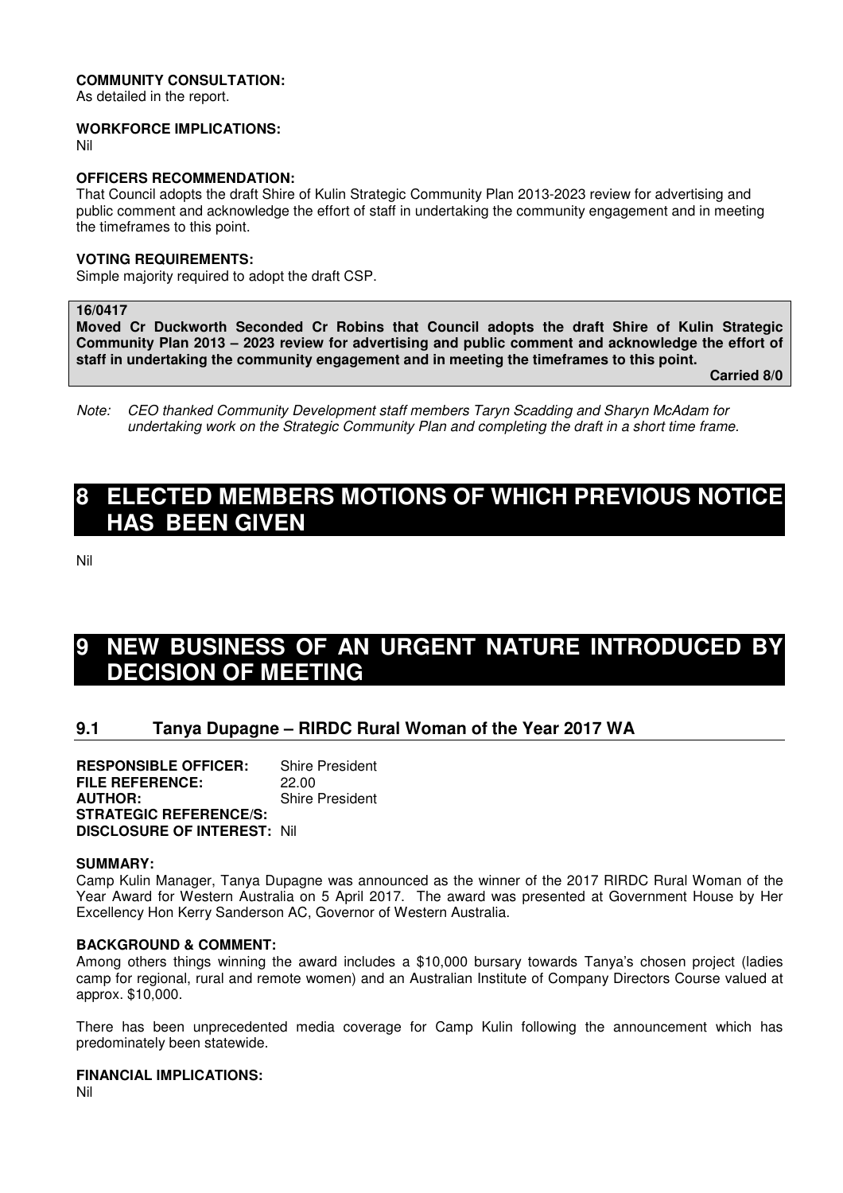**COMMUNITY CONSULTATION:**
As detailed in the report.

**WORKFORCE IMPLICATIONS:**
Nil

**OFFICERS RECOMMENDATION:**
That Council adopts the draft Shire of Kulin Strategic Community Plan 2013-2023 review for advertising and public comment and acknowledge the effort of staff in undertaking the community engagement and in meeting the timeframes to this point.

**VOTING REQUIREMENTS:**
Simple majority required to adopt the draft CSP.

**16/0417**
**Moved Cr Duckworth Seconded Cr Robins that Council adopts the draft Shire of Kulin Strategic Community Plan 2013 – 2023 review for advertising and public comment and acknowledge the effort of staff in undertaking the community engagement and in meeting the timeframes to this point.**
**Carried 8/0**

*Note: CEO thanked Community Development staff members Taryn Scadding and Sharyn McAdam for undertaking work on the Strategic Community Plan and completing the draft in a short time frame.*

# 8 ELECTED MEMBERS MOTIONS OF WHICH PREVIOUS NOTICE HAS BEEN GIVEN

Nil

# 9 NEW BUSINESS OF AN URGENT NATURE INTRODUCED BY DECISION OF MEETING

## 9.1 Tanya Dupagne – RIRDC Rural Woman of the Year 2017 WA

**RESPONSIBLE OFFICER:** Shire President
**FILE REFERENCE:** 22.00
**AUTHOR:** Shire President
**STRATEGIC REFERENCE/S:**
**DISCLOSURE OF INTEREST:** Nil

**SUMMARY:**
Camp Kulin Manager, Tanya Dupagne was announced as the winner of the 2017 RIRDC Rural Woman of the Year Award for Western Australia on 5 April 2017. The award was presented at Government House by Her Excellency Hon Kerry Sanderson AC, Governor of Western Australia.

**BACKGROUND & COMMENT:**
Among others things winning the award includes a $10,000 bursary towards Tanya's chosen project (ladies camp for regional, rural and remote women) and an Australian Institute of Company Directors Course valued at approx. $10,000.

There has been unprecedented media coverage for Camp Kulin following the announcement which has predominately been statewide.

**FINANCIAL IMPLICATIONS:**
Nil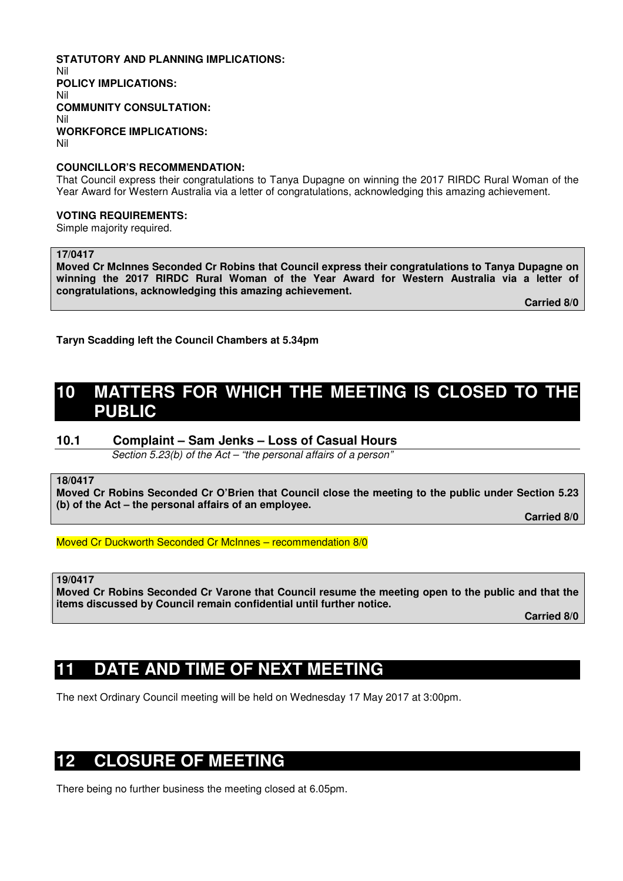**STATUTORY AND PLANNING IMPLICATIONS:**
Nil
**POLICY IMPLICATIONS:**
Nil
**COMMUNITY CONSULTATION:**
Nil
**WORKFORCE IMPLICATIONS:**
Nil

**COUNCILLOR'S RECOMMENDATION:**
That Council express their congratulations to Tanya Dupagne on winning the 2017 RIRDC Rural Woman of the Year Award for Western Australia via a letter of congratulations, acknowledging this amazing achievement.

**VOTING REQUIREMENTS:**
Simple majority required.

**17/0417**
**Moved Cr McInnes Seconded Cr Robins that Council express their congratulations to Tanya Dupagne on winning the 2017 RIRDC Rural Woman of the Year Award for Western Australia via a letter of congratulations, acknowledging this amazing achievement.**
**Carried 8/0**

**Taryn Scadding left the Council Chambers at 5.34pm**

# 10 MATTERS FOR WHICH THE MEETING IS CLOSED TO THE PUBLIC

## 10.1 Complaint – Sam Jenks – Loss of Casual Hours

*Section 5.23(b) of the Act – "the personal affairs of a person"*

**18/0417**
**Moved Cr Robins Seconded Cr O'Brien that Council close the meeting to the public under Section 5.23 (b) of the Act – the personal affairs of an employee.**
**Carried 8/0**

Moved Cr Duckworth Seconded Cr McInnes – recommendation 8/0

**19/0417**
**Moved Cr Robins Seconded Cr Varone that Council resume the meeting open to the public and that the items discussed by Council remain confidential until further notice.**
**Carried 8/0**

# 11 DATE AND TIME OF NEXT MEETING

The next Ordinary Council meeting will be held on Wednesday 17 May 2017 at 3:00pm.

# 12 CLOSURE OF MEETING

There being no further business the meeting closed at 6.05pm.